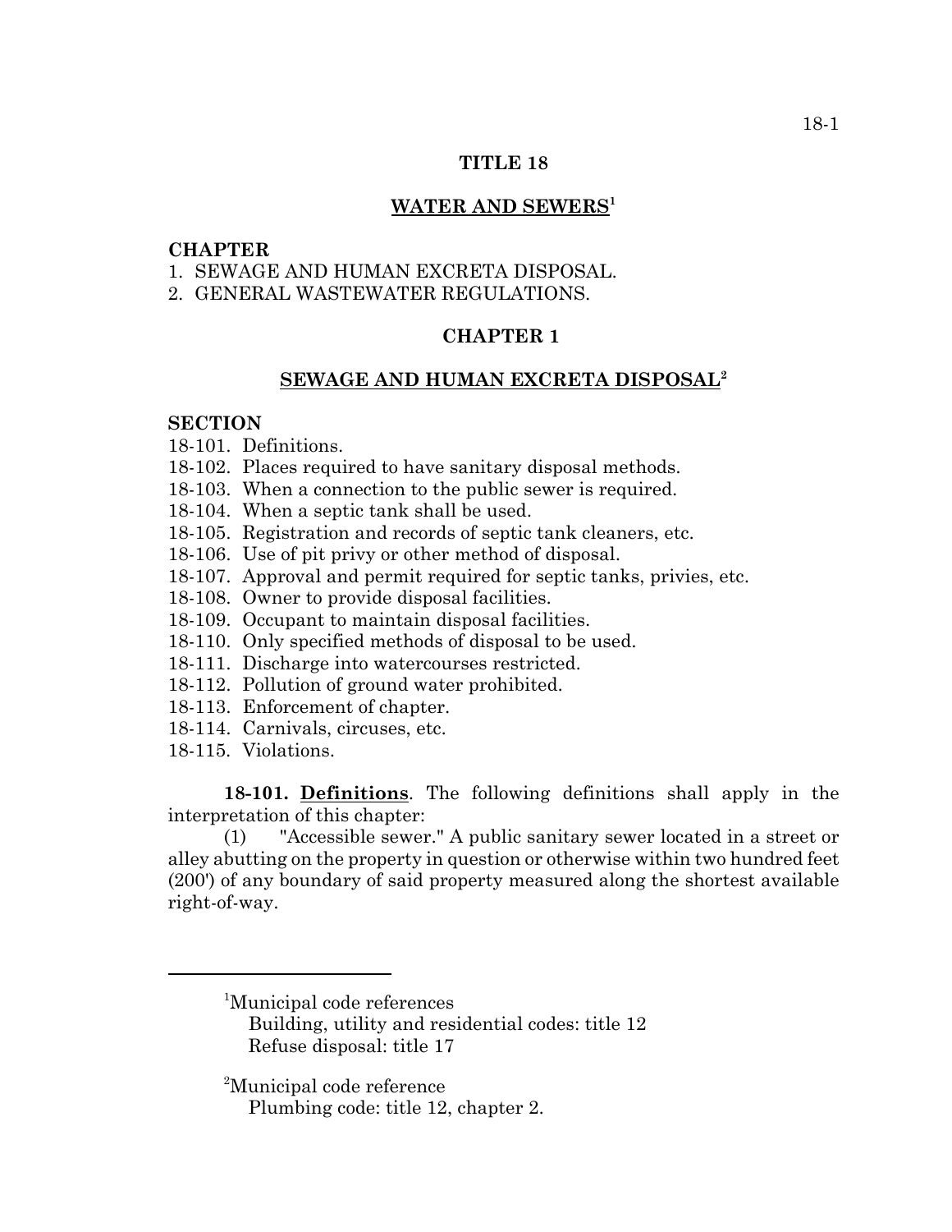# TITLE 18

## WATER AND SEWERS[1]

**CHAPTER**

1. SEWAGE AND HUMAN EXCRETA DISPOSAL.
2. GENERAL WASTEWATER REGULATIONS.

## CHAPTER 1

## SEWAGE AND HUMAN EXCRETA DISPOSAL[2]

**SECTION**

18-101. Definitions.
18-102. Places required to have sanitary disposal methods.
18-103. When a connection to the public sewer is required.
18-104. When a septic tank shall be used.
18-105. Registration and records of septic tank cleaners, etc.
18-106. Use of pit privy or other method of disposal.
18-107. Approval and permit required for septic tanks, privies, etc.
18-108. Owner to provide disposal facilities.
18-109. Occupant to maintain disposal facilities.
18-110. Only specified methods of disposal to be used.
18-111. Discharge into watercourses restricted.
18-112. Pollution of ground water prohibited.
18-113. Enforcement of chapter.
18-114. Carnivals, circuses, etc.
18-115. Violations.

**18-101. Definitions**. The following definitions shall apply in the interpretation of this chapter:

(1) "Accessible sewer." A public sanitary sewer located in a street or alley abutting on the property in question or otherwise within two hundred feet (200') of any boundary of said property measured along the shortest available right-of-way.

---

[1]Municipal code references
Building, utility and residential codes: title 12
Refuse disposal: title 17

[2]Municipal code reference
Plumbing code: title 12, chapter 2.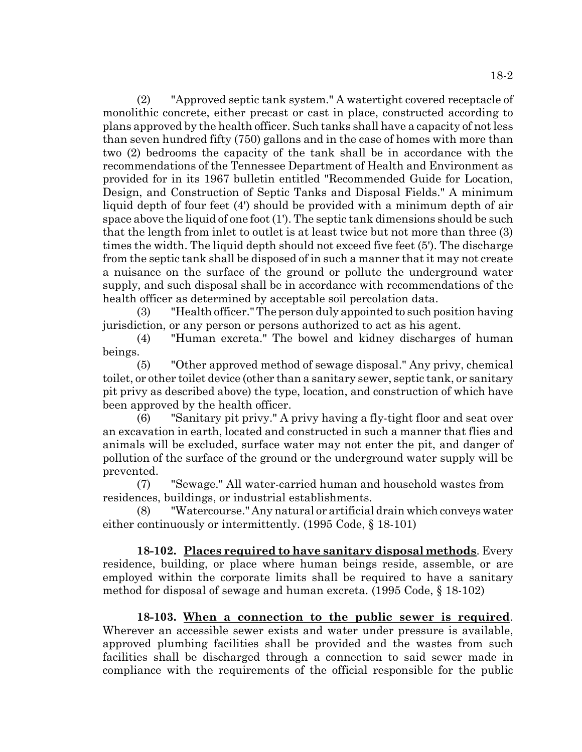(2) "Approved septic tank system." A watertight covered receptacle of monolithic concrete, either precast or cast in place, constructed according to plans approved by the health officer. Such tanks shall have a capacity of not less than seven hundred fifty (750) gallons and in the case of homes with more than two (2) bedrooms the capacity of the tank shall be in accordance with the recommendations of the Tennessee Department of Health and Environment as provided for in its 1967 bulletin entitled "Recommended Guide for Location, Design, and Construction of Septic Tanks and Disposal Fields." A minimum liquid depth of four feet (4') should be provided with a minimum depth of air space above the liquid of one foot (1'). The septic tank dimensions should be such that the length from inlet to outlet is at least twice but not more than three (3) times the width. The liquid depth should not exceed five feet (5'). The discharge from the septic tank shall be disposed of in such a manner that it may not create a nuisance on the surface of the ground or pollute the underground water supply, and such disposal shall be in accordance with recommendations of the health officer as determined by acceptable soil percolation data.

(3) "Health officer." The person duly appointed to such position having jurisdiction, or any person or persons authorized to act as his agent.

(4) "Human excreta." The bowel and kidney discharges of human beings.

(5) "Other approved method of sewage disposal." Any privy, chemical toilet, or other toilet device (other than a sanitary sewer, septic tank, or sanitary pit privy as described above) the type, location, and construction of which have been approved by the health officer.

(6) "Sanitary pit privy." A privy having a fly-tight floor and seat over an excavation in earth, located and constructed in such a manner that flies and animals will be excluded, surface water may not enter the pit, and danger of pollution of the surface of the ground or the underground water supply will be prevented.

(7) "Sewage." All water-carried human and household wastes from residences, buildings, or industrial establishments.

(8) "Watercourse." Any natural or artificial drain which conveys water either continuously or intermittently. (1995 Code, § 18-101)

**18-102. Places required to have sanitary disposal methods**. Every residence, building, or place where human beings reside, assemble, or are employed within the corporate limits shall be required to have a sanitary method for disposal of sewage and human excreta. (1995 Code, § 18-102)

**18-103. When a connection to the public sewer is required**. Wherever an accessible sewer exists and water under pressure is available, approved plumbing facilities shall be provided and the wastes from such facilities shall be discharged through a connection to said sewer made in compliance with the requirements of the official responsible for the public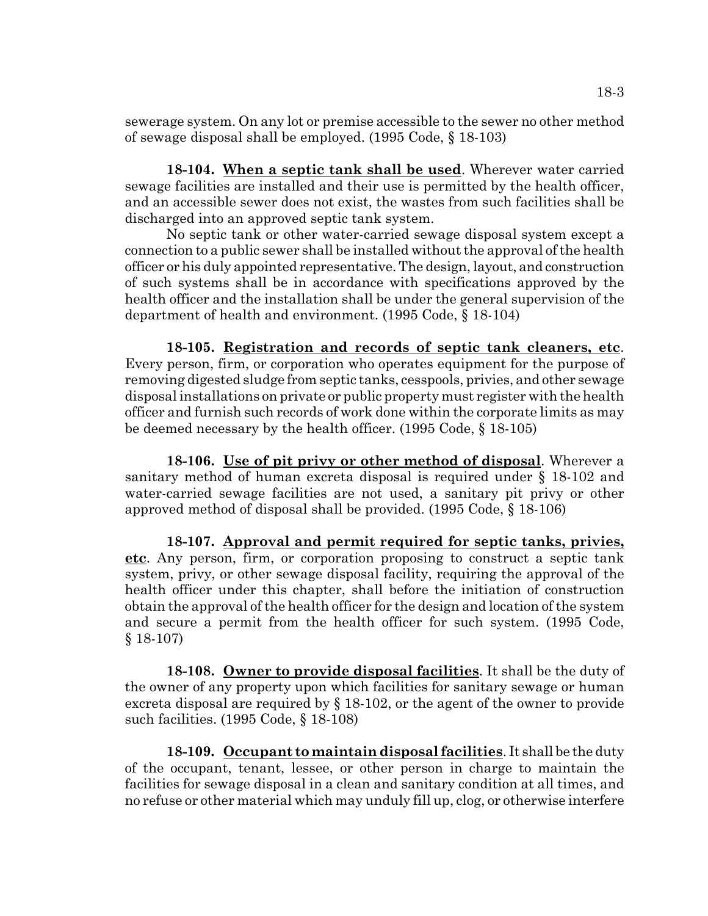sewerage system. On any lot or premise accessible to the sewer no other method of sewage disposal shall be employed. (1995 Code, § 18-103)

**18-104. When a septic tank shall be used**. Wherever water carried sewage facilities are installed and their use is permitted by the health officer, and an accessible sewer does not exist, the wastes from such facilities shall be discharged into an approved septic tank system.

No septic tank or other water-carried sewage disposal system except a connection to a public sewer shall be installed without the approval of the health officer or his duly appointed representative. The design, layout, and construction of such systems shall be in accordance with specifications approved by the health officer and the installation shall be under the general supervision of the department of health and environment. (1995 Code, § 18-104)

**18-105. Registration and records of septic tank cleaners, etc**. Every person, firm, or corporation who operates equipment for the purpose of removing digested sludge from septic tanks, cesspools, privies, and other sewage disposal installations on private or public property must register with the health officer and furnish such records of work done within the corporate limits as may be deemed necessary by the health officer. (1995 Code, § 18-105)

**18-106. Use of pit privy or other method of disposal**. Wherever a sanitary method of human excreta disposal is required under § 18-102 and water-carried sewage facilities are not used, a sanitary pit privy or other approved method of disposal shall be provided. (1995 Code, § 18-106)

**18-107. Approval and permit required for septic tanks, privies, etc**. Any person, firm, or corporation proposing to construct a septic tank system, privy, or other sewage disposal facility, requiring the approval of the health officer under this chapter, shall before the initiation of construction obtain the approval of the health officer for the design and location of the system and secure a permit from the health officer for such system. (1995 Code, § 18-107)

**18-108. Owner to provide disposal facilities**. It shall be the duty of the owner of any property upon which facilities for sanitary sewage or human excreta disposal are required by § 18-102, or the agent of the owner to provide such facilities. (1995 Code, § 18-108)

**18-109. Occupant to maintain disposal facilities**. It shall be the duty of the occupant, tenant, lessee, or other person in charge to maintain the facilities for sewage disposal in a clean and sanitary condition at all times, and no refuse or other material which may unduly fill up, clog, or otherwise interfere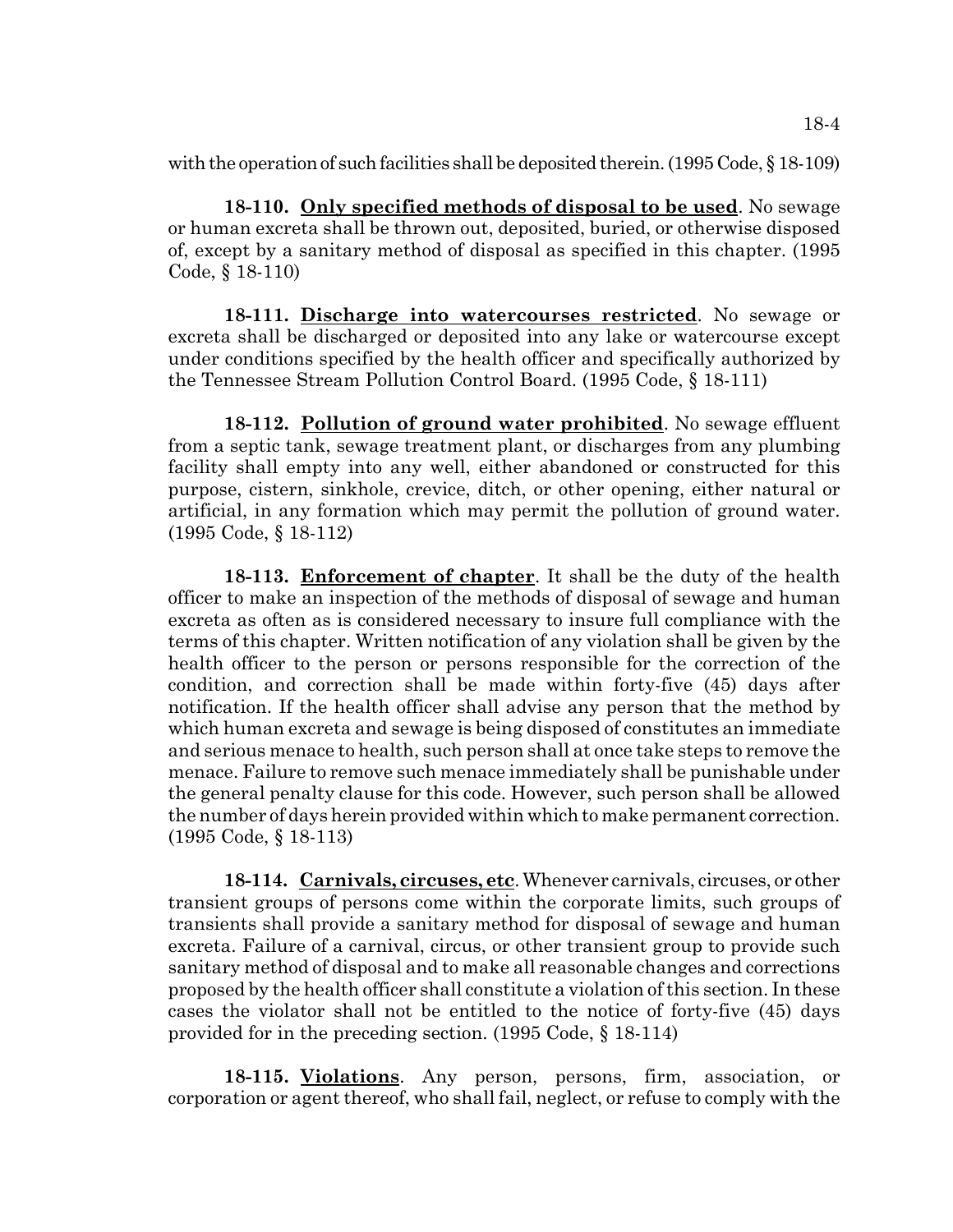with the operation of such facilities shall be deposited therein. (1995 Code, § 18-109)

**18-110. Only specified methods of disposal to be used**. No sewage or human excreta shall be thrown out, deposited, buried, or otherwise disposed of, except by a sanitary method of disposal as specified in this chapter. (1995 Code, § 18-110)

**18-111. Discharge into watercourses restricted**. No sewage or excreta shall be discharged or deposited into any lake or watercourse except under conditions specified by the health officer and specifically authorized by the Tennessee Stream Pollution Control Board. (1995 Code, § 18-111)

**18-112. Pollution of ground water prohibited**. No sewage effluent from a septic tank, sewage treatment plant, or discharges from any plumbing facility shall empty into any well, either abandoned or constructed for this purpose, cistern, sinkhole, crevice, ditch, or other opening, either natural or artificial, in any formation which may permit the pollution of ground water. (1995 Code, § 18-112)

**18-113. Enforcement of chapter**. It shall be the duty of the health officer to make an inspection of the methods of disposal of sewage and human excreta as often as is considered necessary to insure full compliance with the terms of this chapter. Written notification of any violation shall be given by the health officer to the person or persons responsible for the correction of the condition, and correction shall be made within forty-five (45) days after notification. If the health officer shall advise any person that the method by which human excreta and sewage is being disposed of constitutes an immediate and serious menace to health, such person shall at once take steps to remove the menace. Failure to remove such menace immediately shall be punishable under the general penalty clause for this code. However, such person shall be allowed the number of days herein provided within which to make permanent correction. (1995 Code, § 18-113)

**18-114. Carnivals, circuses, etc**. Whenever carnivals, circuses, or other transient groups of persons come within the corporate limits, such groups of transients shall provide a sanitary method for disposal of sewage and human excreta. Failure of a carnival, circus, or other transient group to provide such sanitary method of disposal and to make all reasonable changes and corrections proposed by the health officer shall constitute a violation of this section. In these cases the violator shall not be entitled to the notice of forty-five (45) days provided for in the preceding section. (1995 Code, § 18-114)

**18-115. Violations**. Any person, persons, firm, association, or corporation or agent thereof, who shall fail, neglect, or refuse to comply with the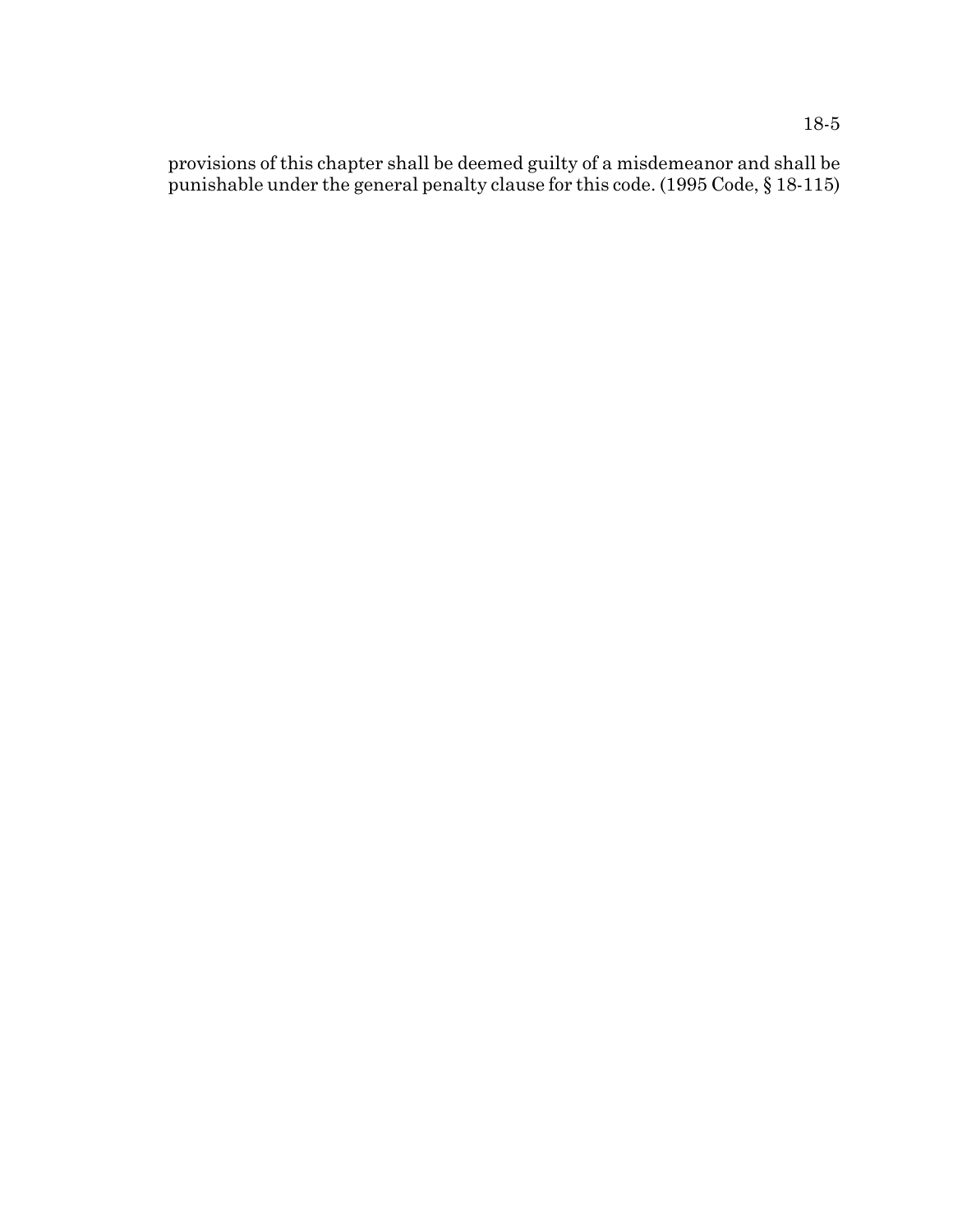provisions of this chapter shall be deemed guilty of a misdemeanor and shall be punishable under the general penalty clause for this code. (1995 Code, § 18-115)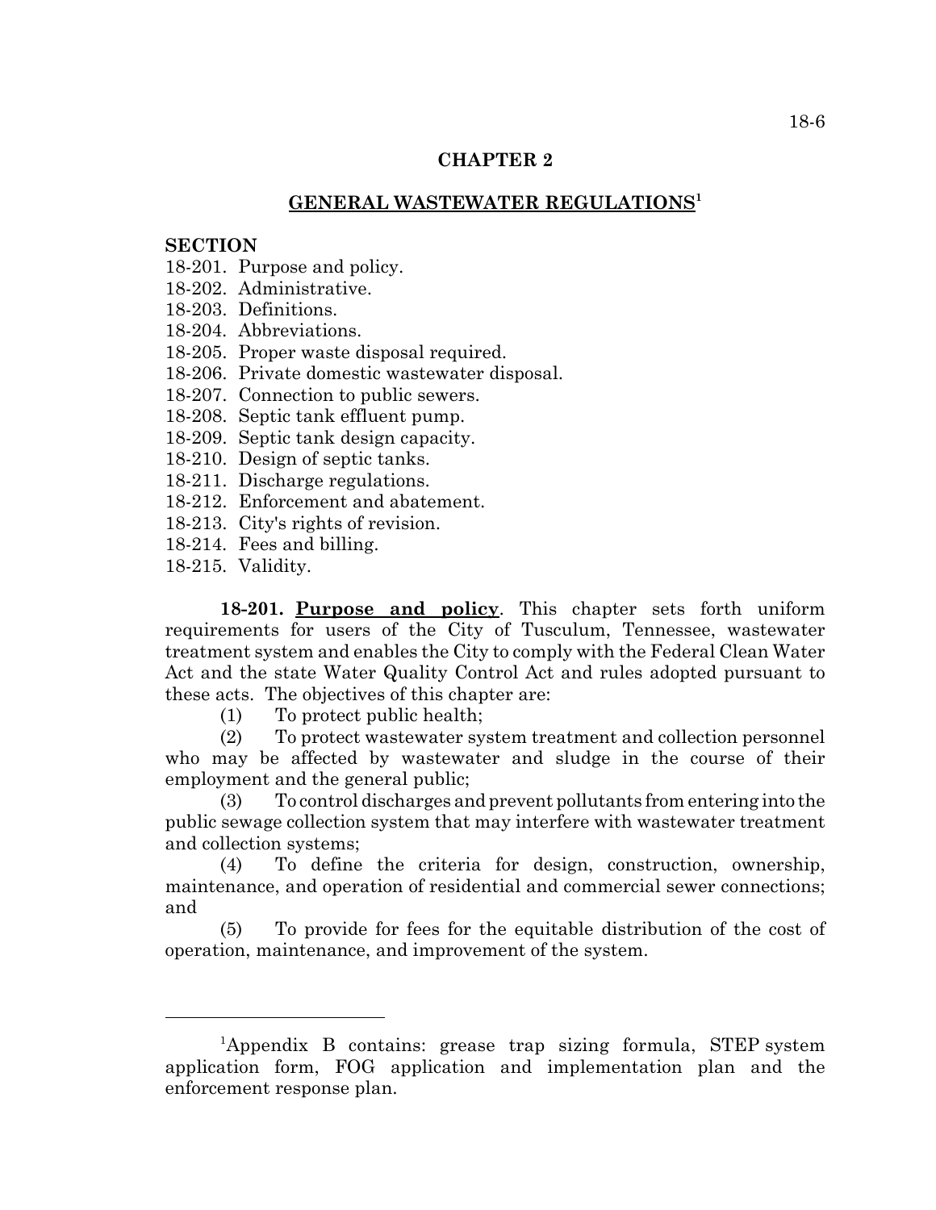# CHAPTER 2

## GENERAL WASTEWATER REGULATIONS[1]

**SECTION**

18-201. Purpose and policy.
18-202. Administrative.
18-203. Definitions.
18-204. Abbreviations.
18-205. Proper waste disposal required.
18-206. Private domestic wastewater disposal.
18-207. Connection to public sewers.
18-208. Septic tank effluent pump.
18-209. Septic tank design capacity.
18-210. Design of septic tanks.
18-211. Discharge regulations.
18-212. Enforcement and abatement.
18-213. City's rights of revision.
18-214. Fees and billing.
18-215. Validity.

**18-201. Purpose and policy**. This chapter sets forth uniform requirements for users of the City of Tusculum, Tennessee, wastewater treatment system and enables the City to comply with the Federal Clean Water Act and the state Water Quality Control Act and rules adopted pursuant to these acts. The objectives of this chapter are:

(1) To protect public health;

(2) To protect wastewater system treatment and collection personnel who may be affected by wastewater and sludge in the course of their employment and the general public;

(3) To control discharges and prevent pollutants from entering into the public sewage collection system that may interfere with wastewater treatment and collection systems;

(4) To define the criteria for design, construction, ownership, maintenance, and operation of residential and commercial sewer connections; and

(5) To provide for fees for the equitable distribution of the cost of operation, maintenance, and improvement of the system.

---

[1] Appendix B contains: grease trap sizing formula, STEP system application form, FOG application and implementation plan and the enforcement response plan.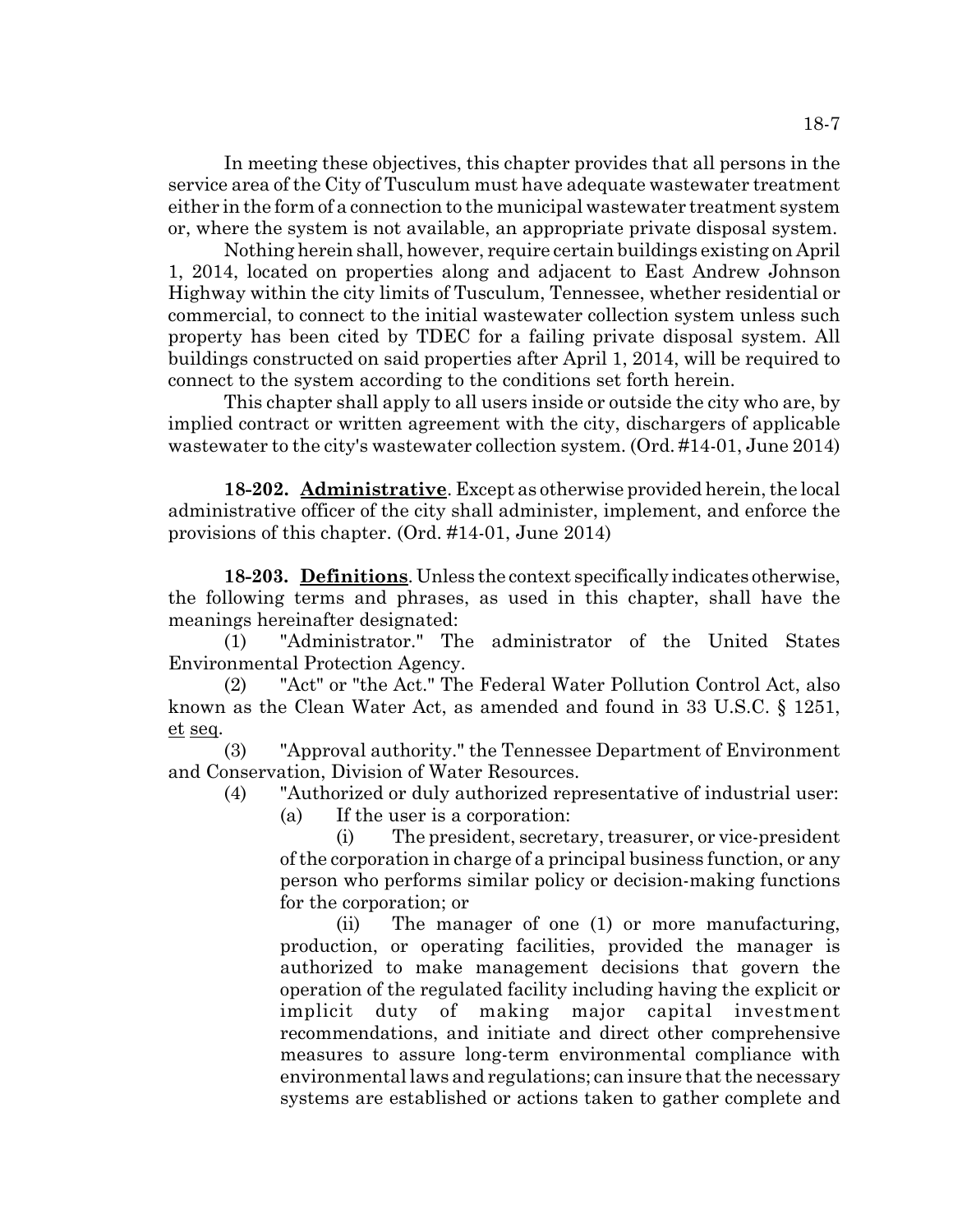In meeting these objectives, this chapter provides that all persons in the service area of the City of Tusculum must have adequate wastewater treatment either in the form of a connection to the municipal wastewater treatment system or, where the system is not available, an appropriate private disposal system.

Nothing herein shall, however, require certain buildings existing on April 1, 2014, located on properties along and adjacent to East Andrew Johnson Highway within the city limits of Tusculum, Tennessee, whether residential or commercial, to connect to the initial wastewater collection system unless such property has been cited by TDEC for a failing private disposal system. All buildings constructed on said properties after April 1, 2014, will be required to connect to the system according to the conditions set forth herein.

This chapter shall apply to all users inside or outside the city who are, by implied contract or written agreement with the city, dischargers of applicable wastewater to the city's wastewater collection system. (Ord. #14-01, June 2014)

**18-202. Administrative**. Except as otherwise provided herein, the local administrative officer of the city shall administer, implement, and enforce the provisions of this chapter. (Ord. #14-01, June 2014)

**18-203. Definitions**. Unless the context specifically indicates otherwise, the following terms and phrases, as used in this chapter, shall have the meanings hereinafter designated:

(1) "Administrator." The administrator of the United States Environmental Protection Agency.

(2) "Act" or "the Act." The Federal Water Pollution Control Act, also known as the Clean Water Act, as amended and found in 33 U.S.C. § 1251, et seq.

(3) "Approval authority." the Tennessee Department of Environment and Conservation, Division of Water Resources.

(4) "Authorized or duly authorized representative of industrial user:

(a) If the user is a corporation:

(i) The president, secretary, treasurer, or vice-president of the corporation in charge of a principal business function, or any person who performs similar policy or decision-making functions for the corporation; or

(ii) The manager of one (1) or more manufacturing, production, or operating facilities, provided the manager is authorized to make management decisions that govern the operation of the regulated facility including having the explicit or implicit duty of making major capital investment recommendations, and initiate and direct other comprehensive measures to assure long-term environmental compliance with environmental laws and regulations; can insure that the necessary systems are established or actions taken to gather complete and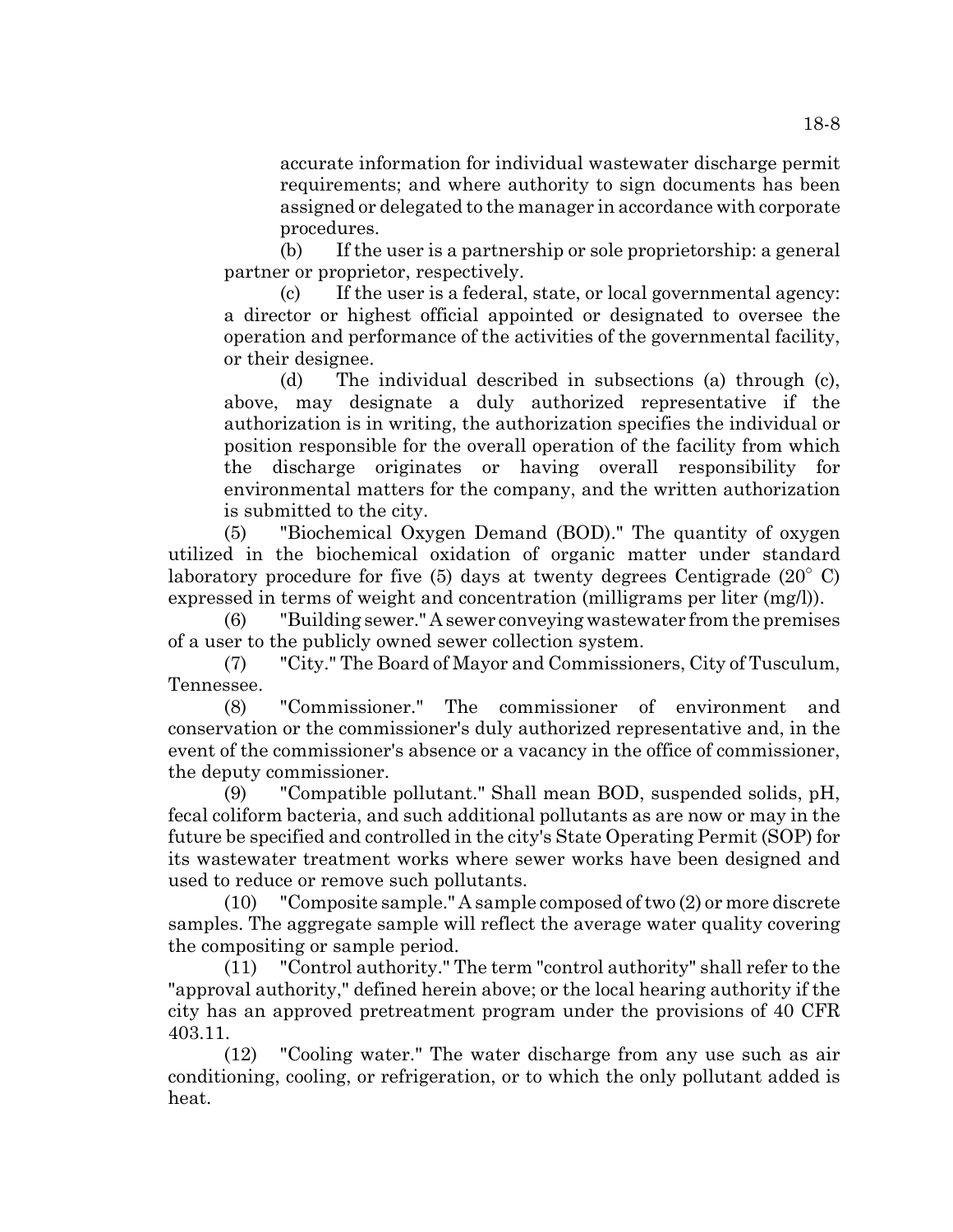accurate information for individual wastewater discharge permit requirements; and where authority to sign documents has been assigned or delegated to the manager in accordance with corporate procedures.

(b) If the user is a partnership or sole proprietorship: a general partner or proprietor, respectively.

(c) If the user is a federal, state, or local governmental agency: a director or highest official appointed or designated to oversee the operation and performance of the activities of the governmental facility, or their designee.

(d) The individual described in subsections (a) through (c), above, may designate a duly authorized representative if the authorization is in writing, the authorization specifies the individual or position responsible for the overall operation of the facility from which the discharge originates or having overall responsibility for environmental matters for the company, and the written authorization is submitted to the city.

(5) "Biochemical Oxygen Demand (BOD)." The quantity of oxygen utilized in the biochemical oxidation of organic matter under standard laboratory procedure for five (5) days at twenty degrees Centigrade ($20^\circ$ C) expressed in terms of weight and concentration (milligrams per liter (mg/l)).

(6) "Building sewer." A sewer conveying wastewater from the premises of a user to the publicly owned sewer collection system.

(7) "City." The Board of Mayor and Commissioners, City of Tusculum, Tennessee.

(8) "Commissioner." The commissioner of environment and conservation or the commissioner's duly authorized representative and, in the event of the commissioner's absence or a vacancy in the office of commissioner, the deputy commissioner.

(9) "Compatible pollutant." Shall mean BOD, suspended solids, pH, fecal coliform bacteria, and such additional pollutants as are now or may in the future be specified and controlled in the city's State Operating Permit (SOP) for its wastewater treatment works where sewer works have been designed and used to reduce or remove such pollutants.

(10) "Composite sample." A sample composed of two (2) or more discrete samples. The aggregate sample will reflect the average water quality covering the compositing or sample period.

(11) "Control authority." The term "control authority" shall refer to the "approval authority," defined herein above; or the local hearing authority if the city has an approved pretreatment program under the provisions of 40 CFR 403.11.

(12) "Cooling water." The water discharge from any use such as air conditioning, cooling, or refrigeration, or to which the only pollutant added is heat.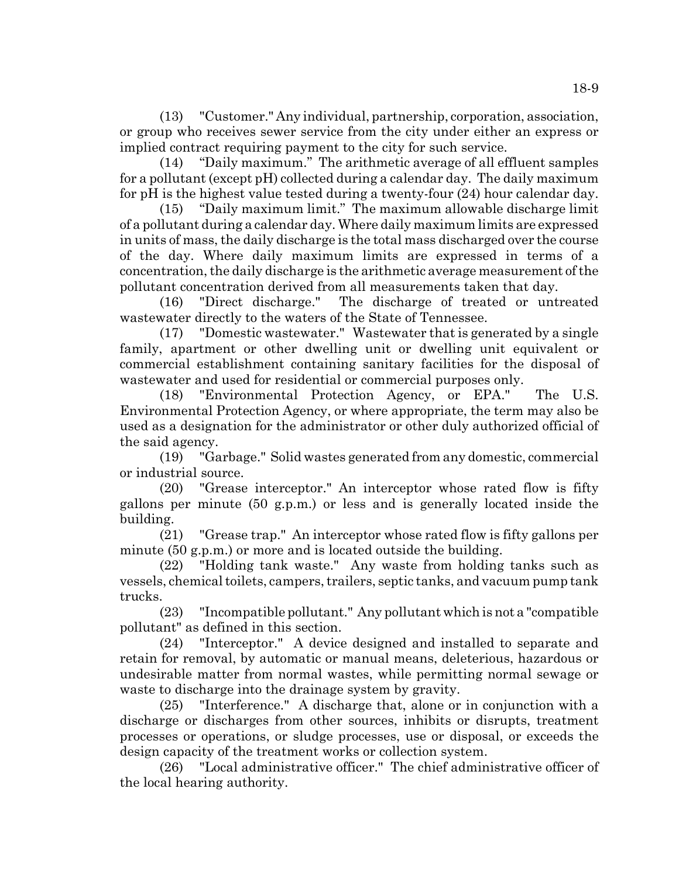(13) "Customer." Any individual, partnership, corporation, association, or group who receives sewer service from the city under either an express or implied contract requiring payment to the city for such service.

(14) "Daily maximum." The arithmetic average of all effluent samples for a pollutant (except pH) collected during a calendar day. The daily maximum for pH is the highest value tested during a twenty-four (24) hour calendar day.

(15) "Daily maximum limit." The maximum allowable discharge limit of a pollutant during a calendar day. Where daily maximum limits are expressed in units of mass, the daily discharge is the total mass discharged over the course of the day. Where daily maximum limits are expressed in terms of a concentration, the daily discharge is the arithmetic average measurement of the pollutant concentration derived from all measurements taken that day.

(16) "Direct discharge." The discharge of treated or untreated wastewater directly to the waters of the State of Tennessee.

(17) "Domestic wastewater." Wastewater that is generated by a single family, apartment or other dwelling unit or dwelling unit equivalent or commercial establishment containing sanitary facilities for the disposal of wastewater and used for residential or commercial purposes only.

(18) "Environmental Protection Agency, or EPA." The U.S. Environmental Protection Agency, or where appropriate, the term may also be used as a designation for the administrator or other duly authorized official of the said agency.

(19) "Garbage." Solid wastes generated from any domestic, commercial or industrial source.

(20) "Grease interceptor." An interceptor whose rated flow is fifty gallons per minute (50 g.p.m.) or less and is generally located inside the building.

(21) "Grease trap." An interceptor whose rated flow is fifty gallons per minute (50 g.p.m.) or more and is located outside the building.

(22) "Holding tank waste." Any waste from holding tanks such as vessels, chemical toilets, campers, trailers, septic tanks, and vacuum pump tank trucks.

(23) "Incompatible pollutant." Any pollutant which is not a "compatible pollutant" as defined in this section.

(24) "Interceptor." A device designed and installed to separate and retain for removal, by automatic or manual means, deleterious, hazardous or undesirable matter from normal wastes, while permitting normal sewage or waste to discharge into the drainage system by gravity.

(25) "Interference." A discharge that, alone or in conjunction with a discharge or discharges from other sources, inhibits or disrupts, treatment processes or operations, or sludge processes, use or disposal, or exceeds the design capacity of the treatment works or collection system.

(26) "Local administrative officer." The chief administrative officer of the local hearing authority.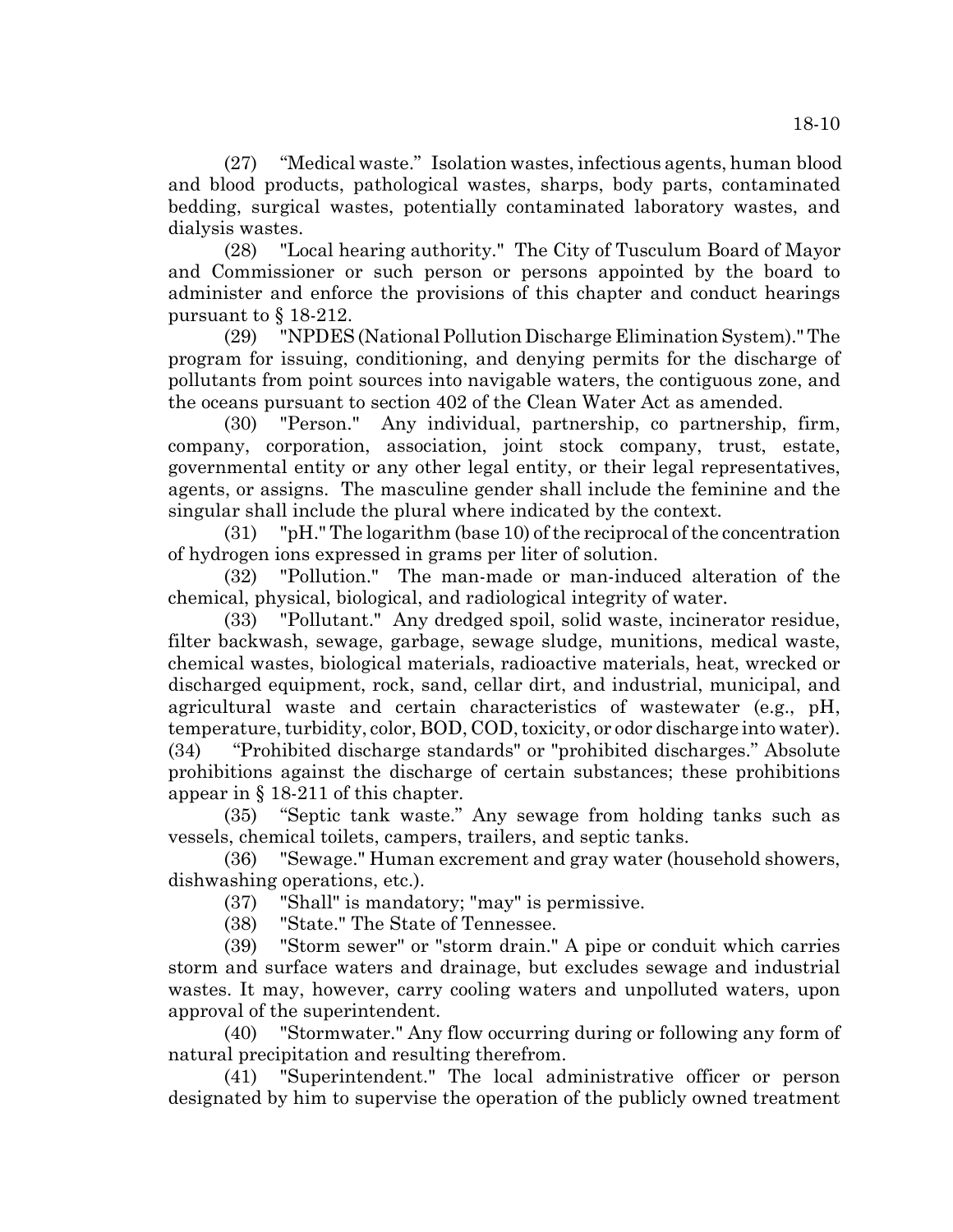(27) "Medical waste." Isolation wastes, infectious agents, human blood and blood products, pathological wastes, sharps, body parts, contaminated bedding, surgical wastes, potentially contaminated laboratory wastes, and dialysis wastes.

(28) "Local hearing authority." The City of Tusculum Board of Mayor and Commissioner or such person or persons appointed by the board to administer and enforce the provisions of this chapter and conduct hearings pursuant to § 18-212.

(29) "NPDES (National Pollution Discharge Elimination System)." The program for issuing, conditioning, and denying permits for the discharge of pollutants from point sources into navigable waters, the contiguous zone, and the oceans pursuant to section 402 of the Clean Water Act as amended.

(30) "Person." Any individual, partnership, co partnership, firm, company, corporation, association, joint stock company, trust, estate, governmental entity or any other legal entity, or their legal representatives, agents, or assigns. The masculine gender shall include the feminine and the singular shall include the plural where indicated by the context.

(31) "pH." The logarithm (base 10) of the reciprocal of the concentration of hydrogen ions expressed in grams per liter of solution.

(32) "Pollution." The man-made or man-induced alteration of the chemical, physical, biological, and radiological integrity of water.

(33) "Pollutant." Any dredged spoil, solid waste, incinerator residue, filter backwash, sewage, garbage, sewage sludge, munitions, medical waste, chemical wastes, biological materials, radioactive materials, heat, wrecked or discharged equipment, rock, sand, cellar dirt, and industrial, municipal, and agricultural waste and certain characteristics of wastewater (e.g., pH, temperature, turbidity, color, BOD, COD, toxicity, or odor discharge into water).

(34) "Prohibited discharge standards" or "prohibited discharges." Absolute prohibitions against the discharge of certain substances; these prohibitions appear in § 18-211 of this chapter.

(35) "Septic tank waste." Any sewage from holding tanks such as vessels, chemical toilets, campers, trailers, and septic tanks.

(36) "Sewage." Human excrement and gray water (household showers, dishwashing operations, etc.).

(37) "Shall" is mandatory; "may" is permissive.

(38) "State." The State of Tennessee.

(39) "Storm sewer" or "storm drain." A pipe or conduit which carries storm and surface waters and drainage, but excludes sewage and industrial wastes. It may, however, carry cooling waters and unpolluted waters, upon approval of the superintendent.

(40) "Stormwater." Any flow occurring during or following any form of natural precipitation and resulting therefrom.

(41) "Superintendent." The local administrative officer or person designated by him to supervise the operation of the publicly owned treatment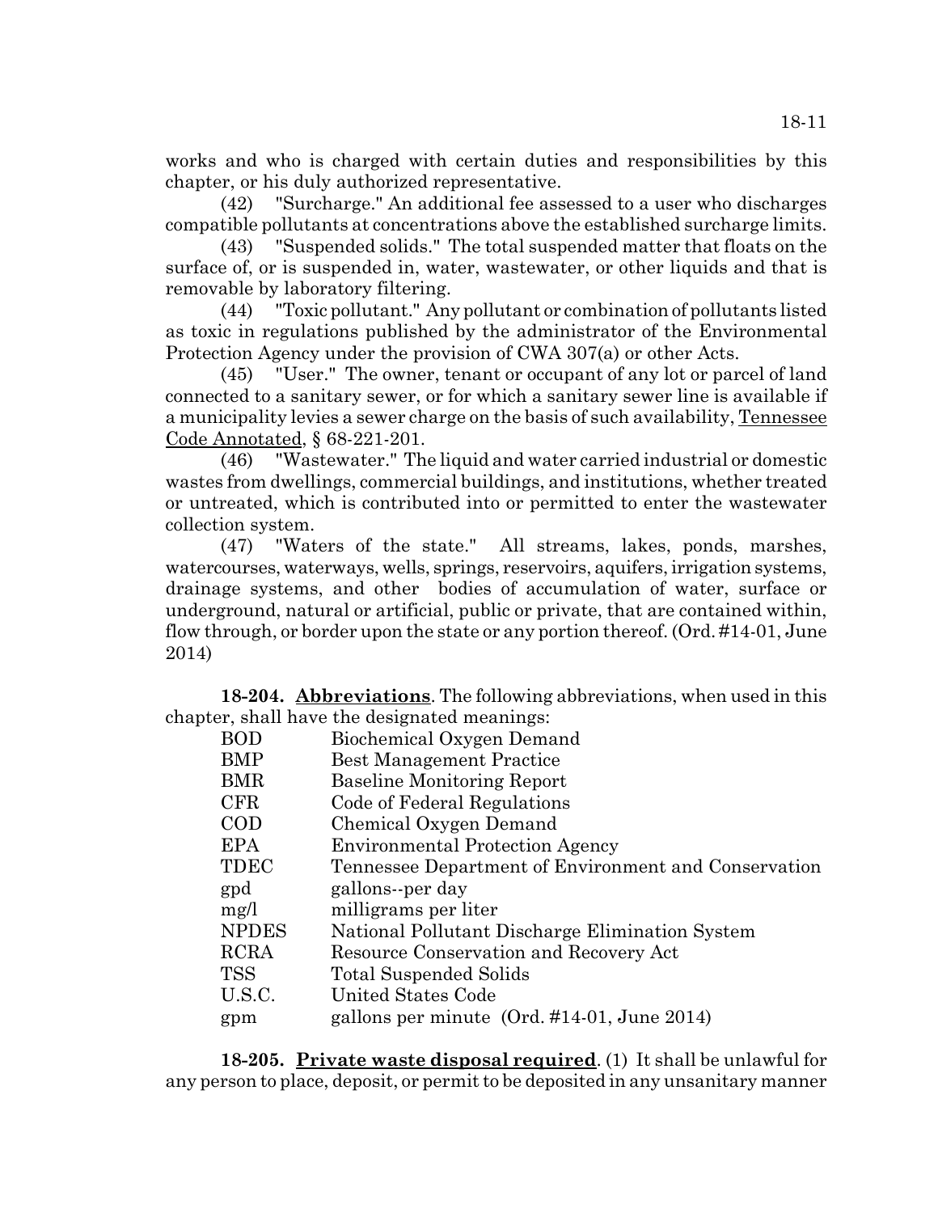works and who is charged with certain duties and responsibilities by this chapter, or his duly authorized representative.

(42) "Surcharge." An additional fee assessed to a user who discharges compatible pollutants at concentrations above the established surcharge limits.

(43) "Suspended solids." The total suspended matter that floats on the surface of, or is suspended in, water, wastewater, or other liquids and that is removable by laboratory filtering.

(44) "Toxic pollutant." Any pollutant or combination of pollutants listed as toxic in regulations published by the administrator of the Environmental Protection Agency under the provision of CWA 307(a) or other Acts.

(45) "User." The owner, tenant or occupant of any lot or parcel of land connected to a sanitary sewer, or for which a sanitary sewer line is available if a municipality levies a sewer charge on the basis of such availability, Tennessee Code Annotated, § 68-221-201.

(46) "Wastewater." The liquid and water carried industrial or domestic wastes from dwellings, commercial buildings, and institutions, whether treated or untreated, which is contributed into or permitted to enter the wastewater collection system.

(47) "Waters of the state." All streams, lakes, ponds, marshes, watercourses, waterways, wells, springs, reservoirs, aquifers, irrigation systems, drainage systems, and other bodies of accumulation of water, surface or underground, natural or artificial, public or private, that are contained within, flow through, or border upon the state or any portion thereof. (Ord. #14-01, June 2014)

**18-204. Abbreviations**. The following abbreviations, when used in this chapter, shall have the designated meanings:

| | |
|---|---|
| BOD | Biochemical Oxygen Demand |
| BMP | Best Management Practice |
| BMR | Baseline Monitoring Report |
| CFR | Code of Federal Regulations |
| COD | Chemical Oxygen Demand |
| EPA | Environmental Protection Agency |
| TDEC | Tennessee Department of Environment and Conservation |
| gpd | gallons--per day |
| mg/l | milligrams per liter |
| NPDES | National Pollutant Discharge Elimination System |
| RCRA | Resource Conservation and Recovery Act |
| TSS | Total Suspended Solids |
| U.S.C. | United States Code |
| gpm | gallons per minute (Ord. #14-01, June 2014) |

**18-205. Private waste disposal required**. (1) It shall be unlawful for any person to place, deposit, or permit to be deposited in any unsanitary manner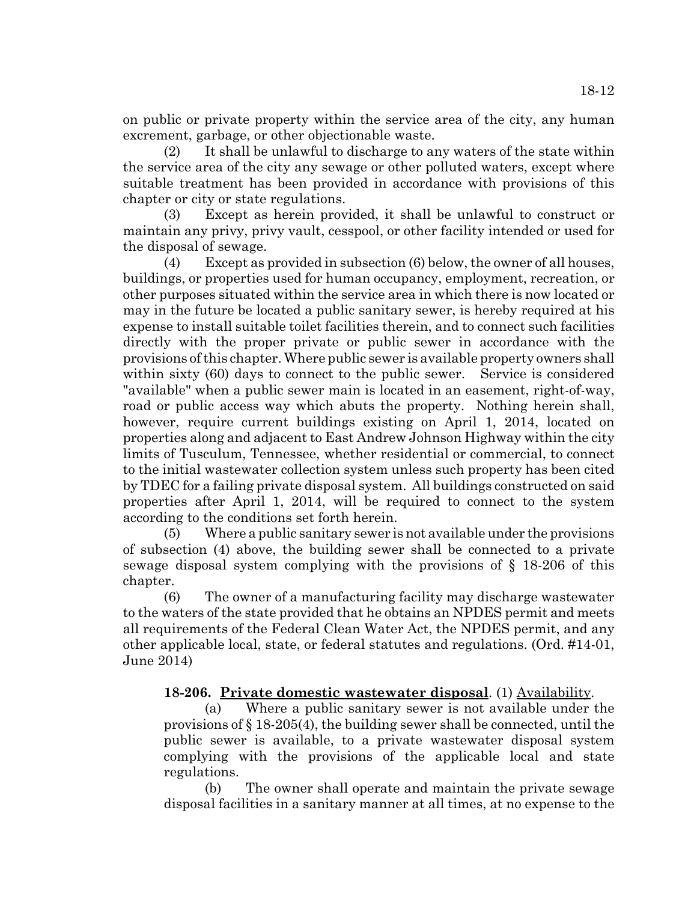on public or private property within the service area of the city, any human excrement, garbage, or other objectionable waste.

(2) It shall be unlawful to discharge to any waters of the state within the service area of the city any sewage or other polluted waters, except where suitable treatment has been provided in accordance with provisions of this chapter or city or state regulations.

(3) Except as herein provided, it shall be unlawful to construct or maintain any privy, privy vault, cesspool, or other facility intended or used for the disposal of sewage.

(4) Except as provided in subsection (6) below, the owner of all houses, buildings, or properties used for human occupancy, employment, recreation, or other purposes situated within the service area in which there is now located or may in the future be located a public sanitary sewer, is hereby required at his expense to install suitable toilet facilities therein, and to connect such facilities directly with the proper private or public sewer in accordance with the provisions of this chapter. Where public sewer is available property owners shall within sixty (60) days to connect to the public sewer. Service is considered "available" when a public sewer main is located in an easement, right-of-way, road or public access way which abuts the property. Nothing herein shall, however, require current buildings existing on April 1, 2014, located on properties along and adjacent to East Andrew Johnson Highway within the city limits of Tusculum, Tennessee, whether residential or commercial, to connect to the initial wastewater collection system unless such property has been cited by TDEC for a failing private disposal system. All buildings constructed on said properties after April 1, 2014, will be required to connect to the system according to the conditions set forth herein.

(5) Where a public sanitary sewer is not available under the provisions of subsection (4) above, the building sewer shall be connected to a private sewage disposal system complying with the provisions of § 18-206 of this chapter.

(6) The owner of a manufacturing facility may discharge wastewater to the waters of the state provided that he obtains an NPDES permit and meets all requirements of the Federal Clean Water Act, the NPDES permit, and any other applicable local, state, or federal statutes and regulations. (Ord. #14-01, June 2014)

**18-206. Private domestic wastewater disposal**. (1) Availability.

(a) Where a public sanitary sewer is not available under the provisions of § 18-205(4), the building sewer shall be connected, until the public sewer is available, to a private wastewater disposal system complying with the provisions of the applicable local and state regulations.

(b) The owner shall operate and maintain the private sewage disposal facilities in a sanitary manner at all times, at no expense to the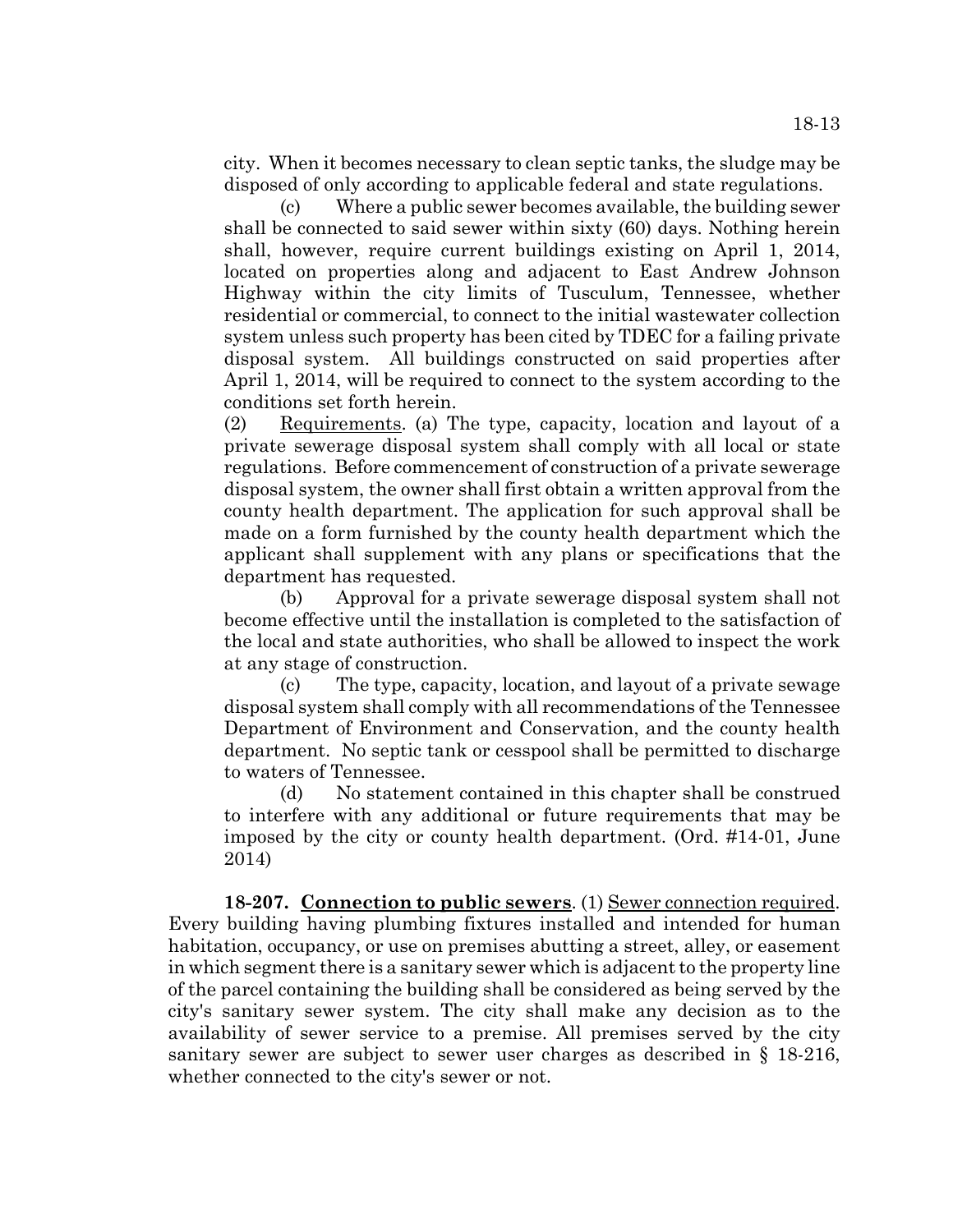city. When it becomes necessary to clean septic tanks, the sludge may be disposed of only according to applicable federal and state regulations.

(c) Where a public sewer becomes available, the building sewer shall be connected to said sewer within sixty (60) days. Nothing herein shall, however, require current buildings existing on April 1, 2014, located on properties along and adjacent to East Andrew Johnson Highway within the city limits of Tusculum, Tennessee, whether residential or commercial, to connect to the initial wastewater collection system unless such property has been cited by TDEC for a failing private disposal system. All buildings constructed on said properties after April 1, 2014, will be required to connect to the system according to the conditions set forth herein.

(2) Requirements. (a) The type, capacity, location and layout of a private sewerage disposal system shall comply with all local or state regulations. Before commencement of construction of a private sewerage disposal system, the owner shall first obtain a written approval from the county health department. The application for such approval shall be made on a form furnished by the county health department which the applicant shall supplement with any plans or specifications that the department has requested.

(b) Approval for a private sewerage disposal system shall not become effective until the installation is completed to the satisfaction of the local and state authorities, who shall be allowed to inspect the work at any stage of construction.

(c) The type, capacity, location, and layout of a private sewage disposal system shall comply with all recommendations of the Tennessee Department of Environment and Conservation, and the county health department. No septic tank or cesspool shall be permitted to discharge to waters of Tennessee.

(d) No statement contained in this chapter shall be construed to interfere with any additional or future requirements that may be imposed by the city or county health department. (Ord. #14-01, June 2014)

**18-207. Connection to public sewers**. (1) Sewer connection required. Every building having plumbing fixtures installed and intended for human habitation, occupancy, or use on premises abutting a street, alley, or easement in which segment there is a sanitary sewer which is adjacent to the property line of the parcel containing the building shall be considered as being served by the city's sanitary sewer system. The city shall make any decision as to the availability of sewer service to a premise. All premises served by the city sanitary sewer are subject to sewer user charges as described in § 18-216, whether connected to the city's sewer or not.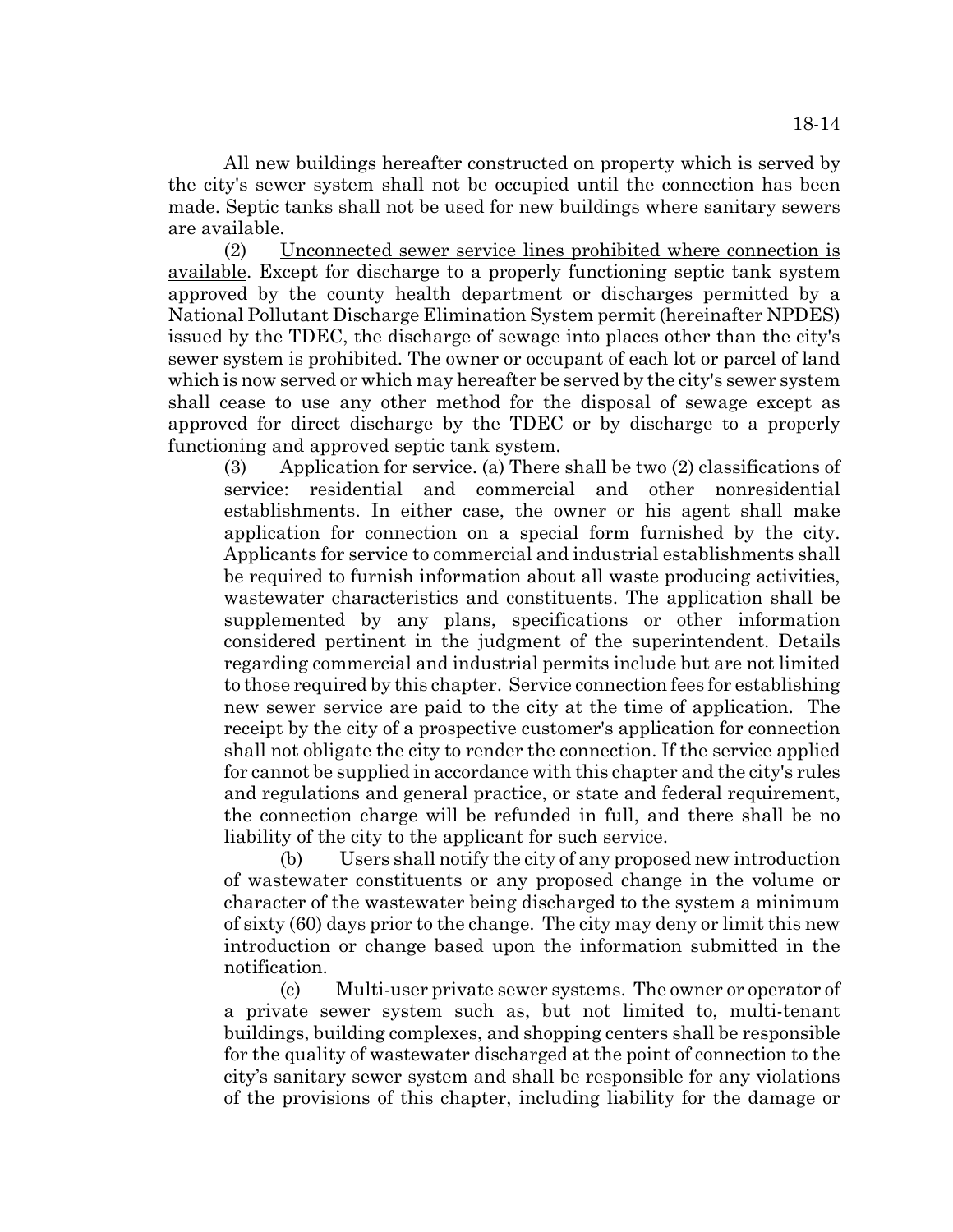All new buildings hereafter constructed on property which is served by the city's sewer system shall not be occupied until the connection has been made. Septic tanks shall not be used for new buildings where sanitary sewers are available.

(2) Unconnected sewer service lines prohibited where connection is available. Except for discharge to a properly functioning septic tank system approved by the county health department or discharges permitted by a National Pollutant Discharge Elimination System permit (hereinafter NPDES) issued by the TDEC, the discharge of sewage into places other than the city's sewer system is prohibited. The owner or occupant of each lot or parcel of land which is now served or which may hereafter be served by the city's sewer system shall cease to use any other method for the disposal of sewage except as approved for direct discharge by the TDEC or by discharge to a properly functioning and approved septic tank system.

(3) Application for service. (a) There shall be two (2) classifications of service: residential and commercial and other nonresidential establishments. In either case, the owner or his agent shall make application for connection on a special form furnished by the city. Applicants for service to commercial and industrial establishments shall be required to furnish information about all waste producing activities, wastewater characteristics and constituents. The application shall be supplemented by any plans, specifications or other information considered pertinent in the judgment of the superintendent. Details regarding commercial and industrial permits include but are not limited to those required by this chapter. Service connection fees for establishing new sewer service are paid to the city at the time of application. The receipt by the city of a prospective customer's application for connection shall not obligate the city to render the connection. If the service applied for cannot be supplied in accordance with this chapter and the city's rules and regulations and general practice, or state and federal requirement, the connection charge will be refunded in full, and there shall be no liability of the city to the applicant for such service.

(b) Users shall notify the city of any proposed new introduction of wastewater constituents or any proposed change in the volume or character of the wastewater being discharged to the system a minimum of sixty (60) days prior to the change. The city may deny or limit this new introduction or change based upon the information submitted in the notification.

(c) Multi-user private sewer systems. The owner or operator of a private sewer system such as, but not limited to, multi-tenant buildings, building complexes, and shopping centers shall be responsible for the quality of wastewater discharged at the point of connection to the city's sanitary sewer system and shall be responsible for any violations of the provisions of this chapter, including liability for the damage or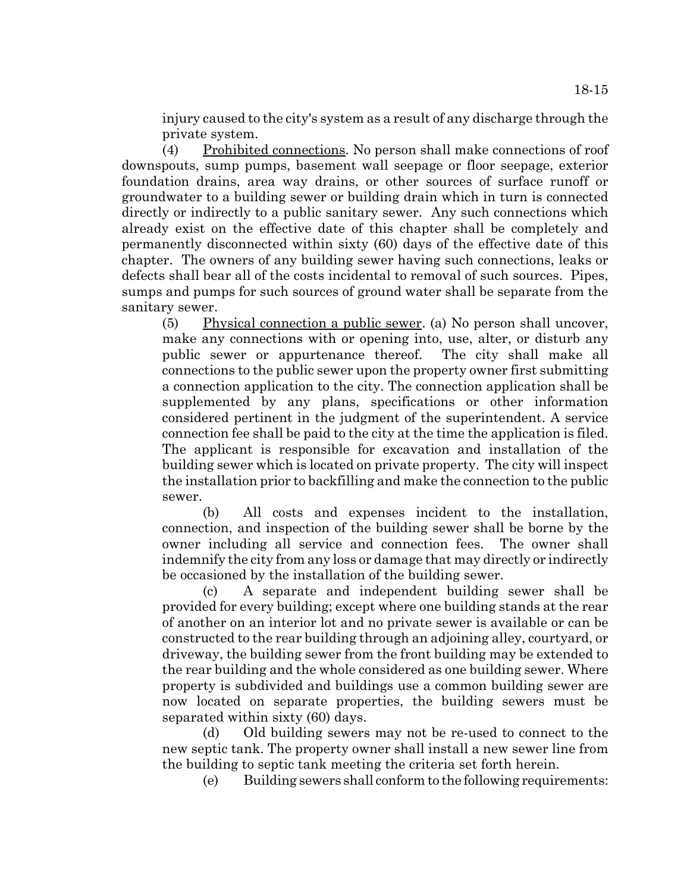injury caused to the city's system as a result of any discharge through the private system.

(4) Prohibited connections. No person shall make connections of roof downspouts, sump pumps, basement wall seepage or floor seepage, exterior foundation drains, area way drains, or other sources of surface runoff or groundwater to a building sewer or building drain which in turn is connected directly or indirectly to a public sanitary sewer. Any such connections which already exist on the effective date of this chapter shall be completely and permanently disconnected within sixty (60) days of the effective date of this chapter. The owners of any building sewer having such connections, leaks or defects shall bear all of the costs incidental to removal of such sources. Pipes, sumps and pumps for such sources of ground water shall be separate from the sanitary sewer.

(5) Physical connection a public sewer. (a) No person shall uncover, make any connections with or opening into, use, alter, or disturb any public sewer or appurtenance thereof. The city shall make all connections to the public sewer upon the property owner first submitting a connection application to the city. The connection application shall be supplemented by any plans, specifications or other information considered pertinent in the judgment of the superintendent. A service connection fee shall be paid to the city at the time the application is filed. The applicant is responsible for excavation and installation of the building sewer which is located on private property. The city will inspect the installation prior to backfilling and make the connection to the public sewer.

(b) All costs and expenses incident to the installation, connection, and inspection of the building sewer shall be borne by the owner including all service and connection fees. The owner shall indemnify the city from any loss or damage that may directly or indirectly be occasioned by the installation of the building sewer.

(c) A separate and independent building sewer shall be provided for every building; except where one building stands at the rear of another on an interior lot and no private sewer is available or can be constructed to the rear building through an adjoining alley, courtyard, or driveway, the building sewer from the front building may be extended to the rear building and the whole considered as one building sewer. Where property is subdivided and buildings use a common building sewer are now located on separate properties, the building sewers must be separated within sixty (60) days.

(d) Old building sewers may not be re-used to connect to the new septic tank. The property owner shall install a new sewer line from the building to septic tank meeting the criteria set forth herein.

(e) Building sewers shall conform to the following requirements: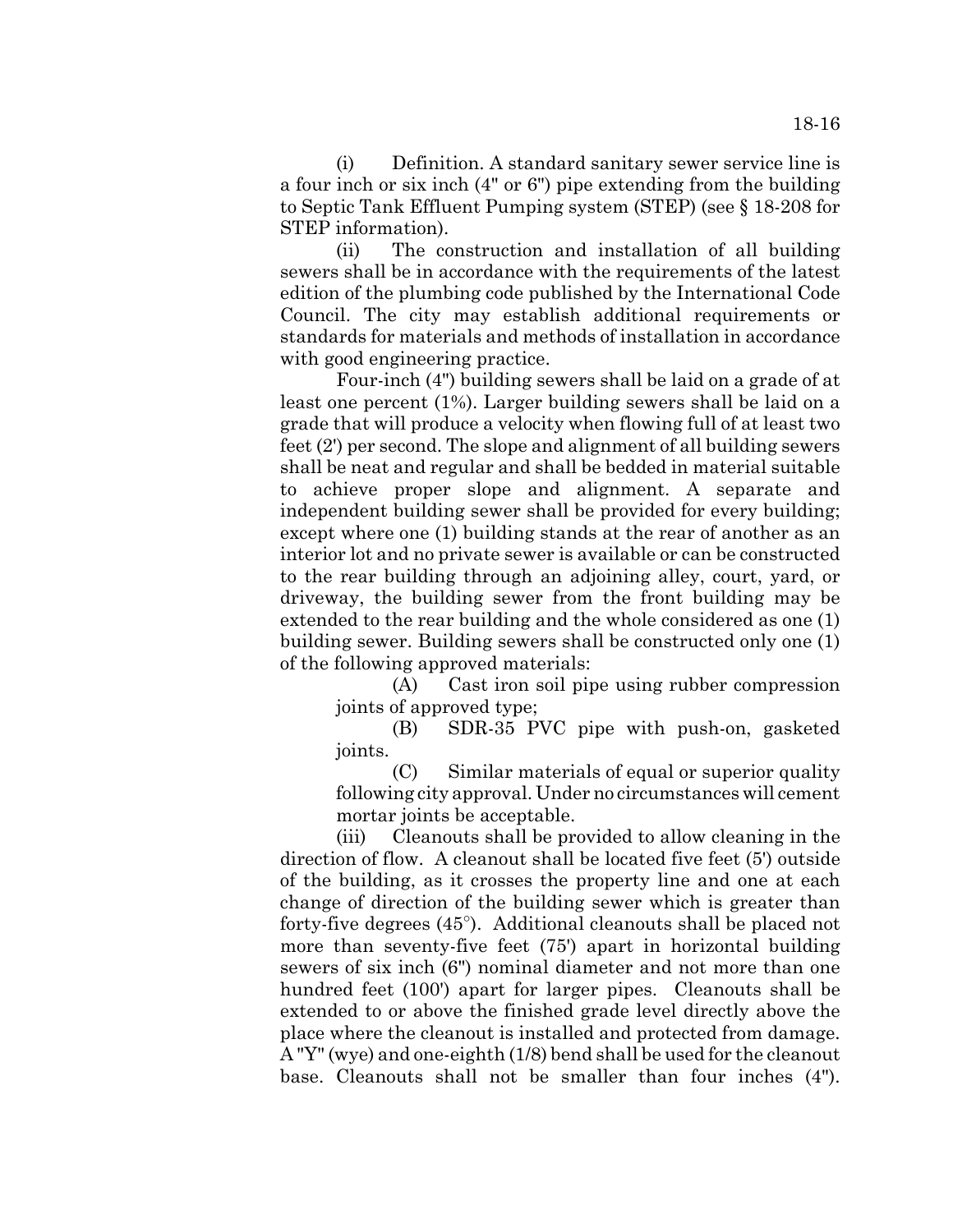(i) Definition. A standard sanitary sewer service line is a four inch or six inch (4" or 6") pipe extending from the building to Septic Tank Effluent Pumping system (STEP) (see § 18-208 for STEP information).

(ii) The construction and installation of all building sewers shall be in accordance with the requirements of the latest edition of the plumbing code published by the International Code Council. The city may establish additional requirements or standards for materials and methods of installation in accordance with good engineering practice.

Four-inch (4") building sewers shall be laid on a grade of at least one percent (1%). Larger building sewers shall be laid on a grade that will produce a velocity when flowing full of at least two feet (2') per second. The slope and alignment of all building sewers shall be neat and regular and shall be bedded in material suitable to achieve proper slope and alignment. A separate and independent building sewer shall be provided for every building; except where one (1) building stands at the rear of another as an interior lot and no private sewer is available or can be constructed to the rear building through an adjoining alley, court, yard, or driveway, the building sewer from the front building may be extended to the rear building and the whole considered as one (1) building sewer. Building sewers shall be constructed only one (1) of the following approved materials:

(A) Cast iron soil pipe using rubber compression joints of approved type;

(B) SDR-35 PVC pipe with push-on, gasketed joints.

(C) Similar materials of equal or superior quality following city approval. Under no circumstances will cement mortar joints be acceptable.

(iii) Cleanouts shall be provided to allow cleaning in the direction of flow. A cleanout shall be located five feet (5') outside of the building, as it crosses the property line and one at each change of direction of the building sewer which is greater than forty-five degrees (45°). Additional cleanouts shall be placed not more than seventy-five feet (75') apart in horizontal building sewers of six inch (6") nominal diameter and not more than one hundred feet (100') apart for larger pipes. Cleanouts shall be extended to or above the finished grade level directly above the place where the cleanout is installed and protected from damage. A "Y" (wye) and one-eighth (1/8) bend shall be used for the cleanout base. Cleanouts shall not be smaller than four inches (4").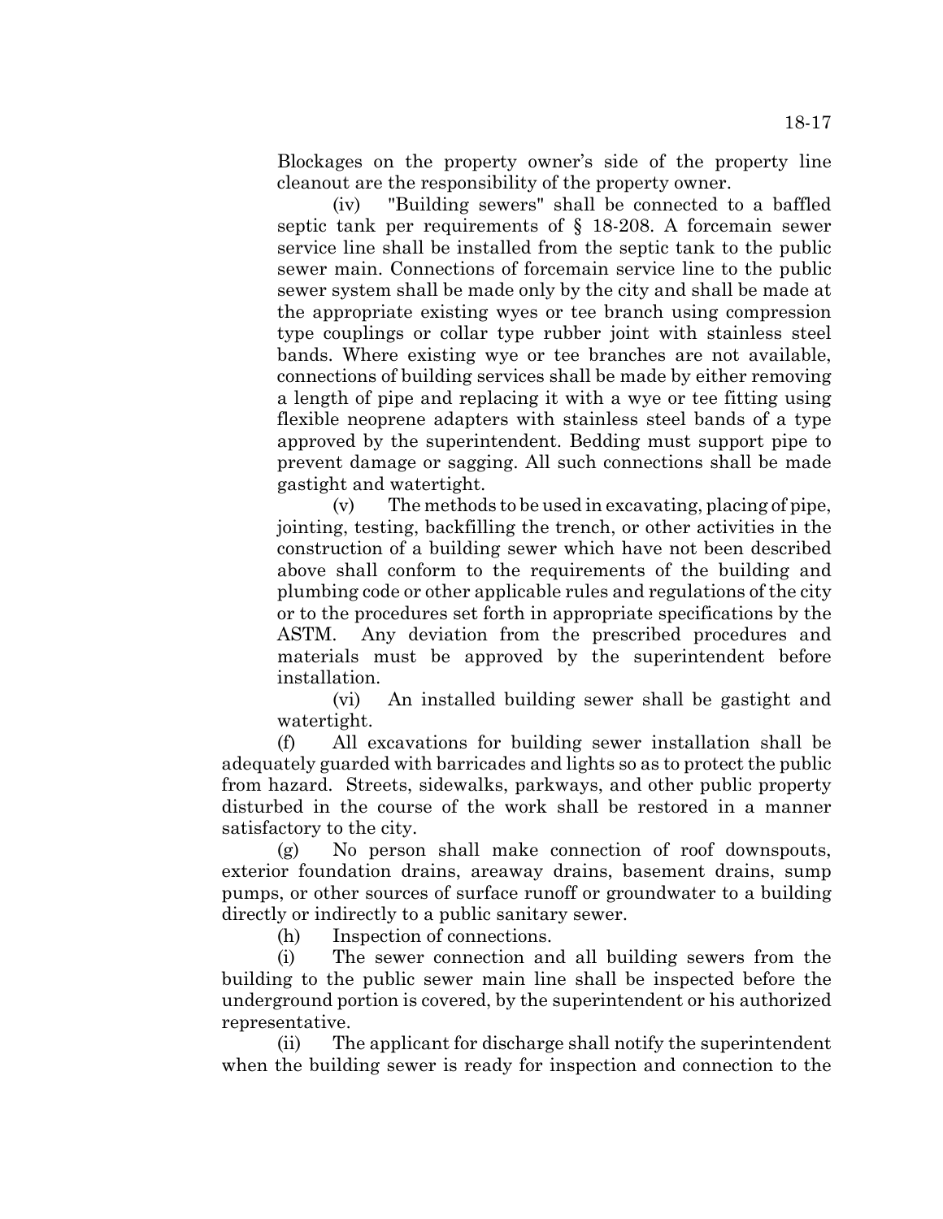Blockages on the property owner's side of the property line cleanout are the responsibility of the property owner.

(iv) "Building sewers" shall be connected to a baffled septic tank per requirements of § 18-208. A forcemain sewer service line shall be installed from the septic tank to the public sewer main. Connections of forcemain service line to the public sewer system shall be made only by the city and shall be made at the appropriate existing wyes or tee branch using compression type couplings or collar type rubber joint with stainless steel bands. Where existing wye or tee branches are not available, connections of building services shall be made by either removing a length of pipe and replacing it with a wye or tee fitting using flexible neoprene adapters with stainless steel bands of a type approved by the superintendent. Bedding must support pipe to prevent damage or sagging. All such connections shall be made gastight and watertight.

(v) The methods to be used in excavating, placing of pipe, jointing, testing, backfilling the trench, or other activities in the construction of a building sewer which have not been described above shall conform to the requirements of the building and plumbing code or other applicable rules and regulations of the city or to the procedures set forth in appropriate specifications by the ASTM. Any deviation from the prescribed procedures and materials must be approved by the superintendent before installation.

(vi) An installed building sewer shall be gastight and watertight.

(f) All excavations for building sewer installation shall be adequately guarded with barricades and lights so as to protect the public from hazard. Streets, sidewalks, parkways, and other public property disturbed in the course of the work shall be restored in a manner satisfactory to the city.

(g) No person shall make connection of roof downspouts, exterior foundation drains, areaway drains, basement drains, sump pumps, or other sources of surface runoff or groundwater to a building directly or indirectly to a public sanitary sewer.

(h) Inspection of connections.

(i) The sewer connection and all building sewers from the building to the public sewer main line shall be inspected before the underground portion is covered, by the superintendent or his authorized representative.

(ii) The applicant for discharge shall notify the superintendent when the building sewer is ready for inspection and connection to the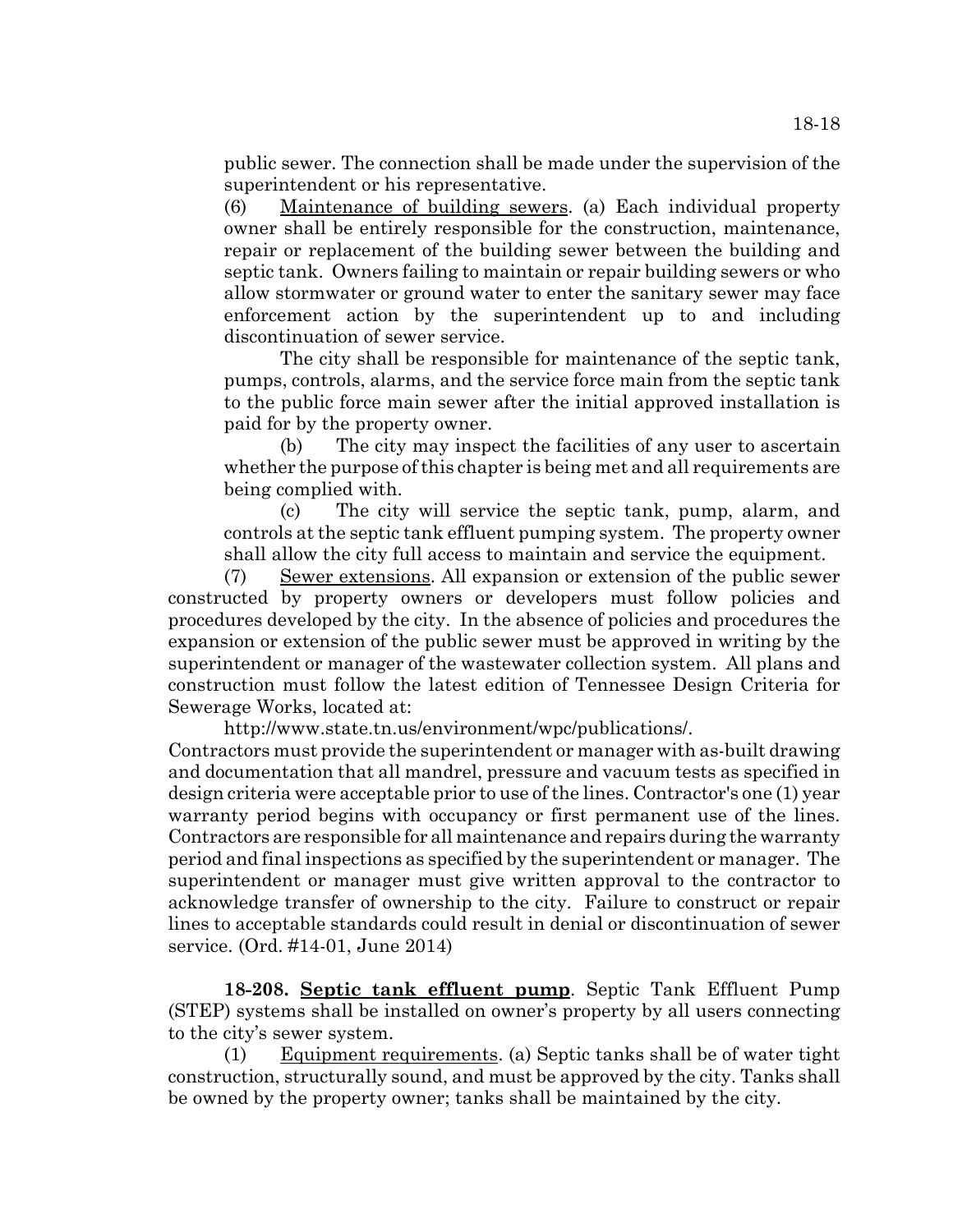public sewer. The connection shall be made under the supervision of the superintendent or his representative.

(6) Maintenance of building sewers. (a) Each individual property owner shall be entirely responsible for the construction, maintenance, repair or replacement of the building sewer between the building and septic tank. Owners failing to maintain or repair building sewers or who allow stormwater or ground water to enter the sanitary sewer may face enforcement action by the superintendent up to and including discontinuation of sewer service.

The city shall be responsible for maintenance of the septic tank, pumps, controls, alarms, and the service force main from the septic tank to the public force main sewer after the initial approved installation is paid for by the property owner.

(b) The city may inspect the facilities of any user to ascertain whether the purpose of this chapter is being met and all requirements are being complied with.

(c) The city will service the septic tank, pump, alarm, and controls at the septic tank effluent pumping system. The property owner shall allow the city full access to maintain and service the equipment.

(7) Sewer extensions. All expansion or extension of the public sewer constructed by property owners or developers must follow policies and procedures developed by the city. In the absence of policies and procedures the expansion or extension of the public sewer must be approved in writing by the superintendent or manager of the wastewater collection system. All plans and construction must follow the latest edition of Tennessee Design Criteria for Sewerage Works, located at:

http://www.state.tn.us/environment/wpc/publications/.

Contractors must provide the superintendent or manager with as-built drawing and documentation that all mandrel, pressure and vacuum tests as specified in design criteria were acceptable prior to use of the lines. Contractor's one (1) year warranty period begins with occupancy or first permanent use of the lines. Contractors are responsible for all maintenance and repairs during the warranty period and final inspections as specified by the superintendent or manager. The superintendent or manager must give written approval to the contractor to acknowledge transfer of ownership to the city. Failure to construct or repair lines to acceptable standards could result in denial or discontinuation of sewer service. (Ord. #14-01, June 2014)

**18-208. Septic tank effluent pump**. Septic Tank Effluent Pump (STEP) systems shall be installed on owner's property by all users connecting to the city's sewer system.

(1) Equipment requirements. (a) Septic tanks shall be of water tight construction, structurally sound, and must be approved by the city. Tanks shall be owned by the property owner; tanks shall be maintained by the city.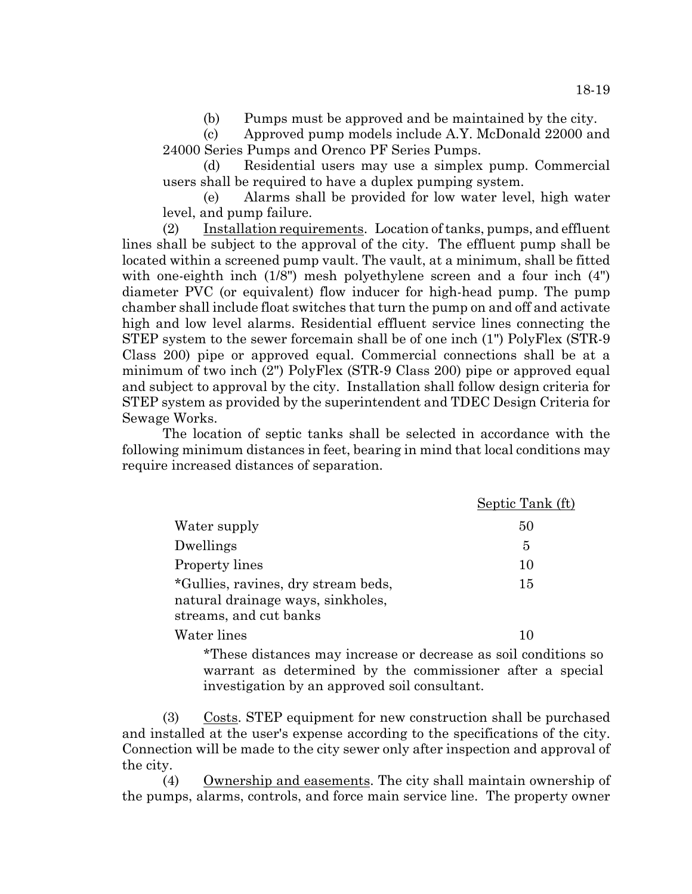(b) Pumps must be approved and be maintained by the city.

(c) Approved pump models include A.Y. McDonald 22000 and 24000 Series Pumps and Orenco PF Series Pumps.

(d) Residential users may use a simplex pump. Commercial users shall be required to have a duplex pumping system.

(e) Alarms shall be provided for low water level, high water level, and pump failure.

(2) Installation requirements. Location of tanks, pumps, and effluent lines shall be subject to the approval of the city. The effluent pump shall be located within a screened pump vault. The vault, at a minimum, shall be fitted with one-eighth inch (1/8") mesh polyethylene screen and a four inch (4") diameter PVC (or equivalent) flow inducer for high-head pump. The pump chamber shall include float switches that turn the pump on and off and activate high and low level alarms. Residential effluent service lines connecting the STEP system to the sewer forcemain shall be of one inch (1") PolyFlex (STR-9 Class 200) pipe or approved equal. Commercial connections shall be at a minimum of two inch (2") PolyFlex (STR-9 Class 200) pipe or approved equal and subject to approval by the city. Installation shall follow design criteria for STEP system as provided by the superintendent and TDEC Design Criteria for Sewage Works.

The location of septic tanks shall be selected in accordance with the following minimum distances in feet, bearing in mind that local conditions may require increased distances of separation.

| | Septic Tank (ft) |
|---|---|
| Water supply | 50 |
| Dwellings | 5 |
| Property lines | 10 |
| *Gullies, ravines, dry stream beds, natural drainage ways, sinkholes, streams, and cut banks | 15 |
| Water lines | 10 |

*These distances may increase or decrease as soil conditions so warrant as determined by the commissioner after a special investigation by an approved soil consultant.

(3) Costs. STEP equipment for new construction shall be purchased and installed at the user's expense according to the specifications of the city. Connection will be made to the city sewer only after inspection and approval of the city.

(4) Ownership and easements. The city shall maintain ownership of the pumps, alarms, controls, and force main service line. The property owner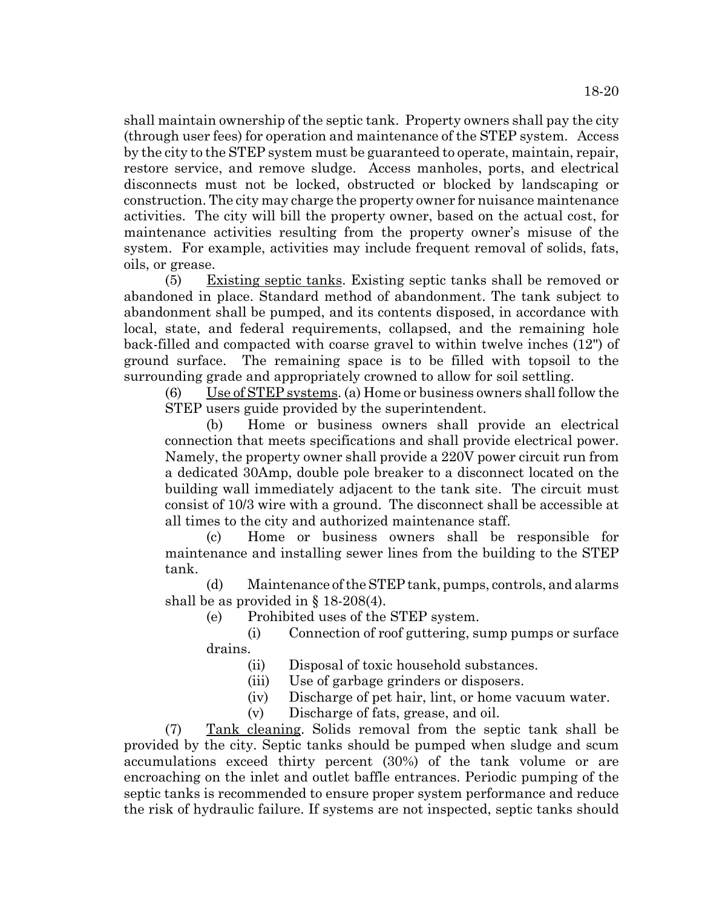shall maintain ownership of the septic tank. Property owners shall pay the city (through user fees) for operation and maintenance of the STEP system. Access by the city to the STEP system must be guaranteed to operate, maintain, repair, restore service, and remove sludge. Access manholes, ports, and electrical disconnects must not be locked, obstructed or blocked by landscaping or construction. The city may charge the property owner for nuisance maintenance activities. The city will bill the property owner, based on the actual cost, for maintenance activities resulting from the property owner's misuse of the system. For example, activities may include frequent removal of solids, fats, oils, or grease.

(5) Existing septic tanks. Existing septic tanks shall be removed or abandoned in place. Standard method of abandonment. The tank subject to abandonment shall be pumped, and its contents disposed, in accordance with local, state, and federal requirements, collapsed, and the remaining hole back-filled and compacted with coarse gravel to within twelve inches (12") of ground surface. The remaining space is to be filled with topsoil to the surrounding grade and appropriately crowned to allow for soil settling.

(6) Use of STEP systems. (a) Home or business owners shall follow the STEP users guide provided by the superintendent.

(b) Home or business owners shall provide an electrical connection that meets specifications and shall provide electrical power. Namely, the property owner shall provide a 220V power circuit run from a dedicated 30Amp, double pole breaker to a disconnect located on the building wall immediately adjacent to the tank site. The circuit must consist of 10/3 wire with a ground. The disconnect shall be accessible at all times to the city and authorized maintenance staff.

(c) Home or business owners shall be responsible for maintenance and installing sewer lines from the building to the STEP tank.

(d) Maintenance of the STEP tank, pumps, controls, and alarms shall be as provided in § 18-208(4).

(e) Prohibited uses of the STEP system.

(i) Connection of roof guttering, sump pumps or surface drains.

(ii) Disposal of toxic household substances.

(iii) Use of garbage grinders or disposers.

(iv) Discharge of pet hair, lint, or home vacuum water.

(v) Discharge of fats, grease, and oil.

(7) Tank cleaning. Solids removal from the septic tank shall be provided by the city. Septic tanks should be pumped when sludge and scum accumulations exceed thirty percent (30%) of the tank volume or are encroaching on the inlet and outlet baffle entrances. Periodic pumping of the septic tanks is recommended to ensure proper system performance and reduce the risk of hydraulic failure. If systems are not inspected, septic tanks should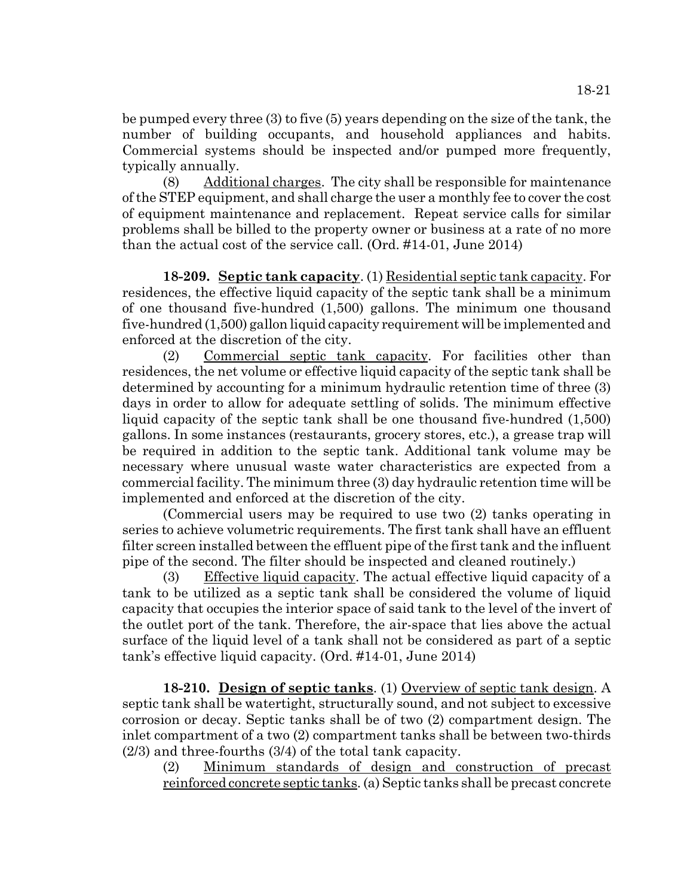be pumped every three (3) to five (5) years depending on the size of the tank, the number of building occupants, and household appliances and habits. Commercial systems should be inspected and/or pumped more frequently, typically annually.

(8) Additional charges. The city shall be responsible for maintenance of the STEP equipment, and shall charge the user a monthly fee to cover the cost of equipment maintenance and replacement. Repeat service calls for similar problems shall be billed to the property owner or business at a rate of no more than the actual cost of the service call. (Ord. #14-01, June 2014)

**18-209. Septic tank capacity**. (1) Residential septic tank capacity. For residences, the effective liquid capacity of the septic tank shall be a minimum of one thousand five-hundred (1,500) gallons. The minimum one thousand five-hundred (1,500) gallon liquid capacity requirement will be implemented and enforced at the discretion of the city.

(2) Commercial septic tank capacity. For facilities other than residences, the net volume or effective liquid capacity of the septic tank shall be determined by accounting for a minimum hydraulic retention time of three (3) days in order to allow for adequate settling of solids. The minimum effective liquid capacity of the septic tank shall be one thousand five-hundred (1,500) gallons. In some instances (restaurants, grocery stores, etc.), a grease trap will be required in addition to the septic tank. Additional tank volume may be necessary where unusual waste water characteristics are expected from a commercial facility. The minimum three (3) day hydraulic retention time will be implemented and enforced at the discretion of the city.

(Commercial users may be required to use two (2) tanks operating in series to achieve volumetric requirements. The first tank shall have an effluent filter screen installed between the effluent pipe of the first tank and the influent pipe of the second. The filter should be inspected and cleaned routinely.)

(3) Effective liquid capacity. The actual effective liquid capacity of a tank to be utilized as a septic tank shall be considered the volume of liquid capacity that occupies the interior space of said tank to the level of the invert of the outlet port of the tank. Therefore, the air-space that lies above the actual surface of the liquid level of a tank shall not be considered as part of a septic tank's effective liquid capacity. (Ord. #14-01, June 2014)

**18-210. Design of septic tanks**. (1) Overview of septic tank design. A septic tank shall be watertight, structurally sound, and not subject to excessive corrosion or decay. Septic tanks shall be of two (2) compartment design. The inlet compartment of a two (2) compartment tanks shall be between two-thirds (2/3) and three-fourths (3/4) of the total tank capacity.

(2) Minimum standards of design and construction of precast reinforced concrete septic tanks. (a) Septic tanks shall be precast concrete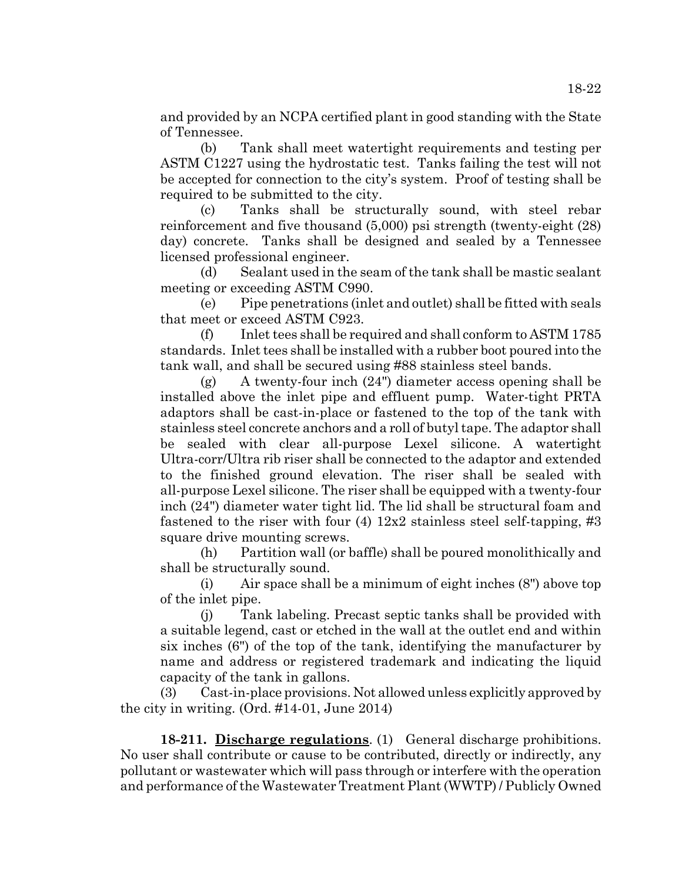and provided by an NCPA certified plant in good standing with the State of Tennessee.

(b) Tank shall meet watertight requirements and testing per ASTM C1227 using the hydrostatic test. Tanks failing the test will not be accepted for connection to the city's system. Proof of testing shall be required to be submitted to the city.

(c) Tanks shall be structurally sound, with steel rebar reinforcement and five thousand (5,000) psi strength (twenty-eight (28) day) concrete. Tanks shall be designed and sealed by a Tennessee licensed professional engineer.

(d) Sealant used in the seam of the tank shall be mastic sealant meeting or exceeding ASTM C990.

(e) Pipe penetrations (inlet and outlet) shall be fitted with seals that meet or exceed ASTM C923.

(f) Inlet tees shall be required and shall conform to ASTM 1785 standards. Inlet tees shall be installed with a rubber boot poured into the tank wall, and shall be secured using #88 stainless steel bands.

(g) A twenty-four inch (24") diameter access opening shall be installed above the inlet pipe and effluent pump. Water-tight PRTA adaptors shall be cast-in-place or fastened to the top of the tank with stainless steel concrete anchors and a roll of butyl tape. The adaptor shall be sealed with clear all-purpose Lexel silicone. A watertight Ultra-corr/Ultra rib riser shall be connected to the adaptor and extended to the finished ground elevation. The riser shall be sealed with all-purpose Lexel silicone. The riser shall be equipped with a twenty-four inch (24") diameter water tight lid. The lid shall be structural foam and fastened to the riser with four (4) 12x2 stainless steel self-tapping, #3 square drive mounting screws.

(h) Partition wall (or baffle) shall be poured monolithically and shall be structurally sound.

(i) Air space shall be a minimum of eight inches (8") above top of the inlet pipe.

(j) Tank labeling. Precast septic tanks shall be provided with a suitable legend, cast or etched in the wall at the outlet end and within six inches (6") of the top of the tank, identifying the manufacturer by name and address or registered trademark and indicating the liquid capacity of the tank in gallons.

(3) Cast-in-place provisions. Not allowed unless explicitly approved by the city in writing. (Ord. #14-01, June 2014)

**18-211. Discharge regulations**. (1) General discharge prohibitions. No user shall contribute or cause to be contributed, directly or indirectly, any pollutant or wastewater which will pass through or interfere with the operation and performance of the Wastewater Treatment Plant (WWTP) / Publicly Owned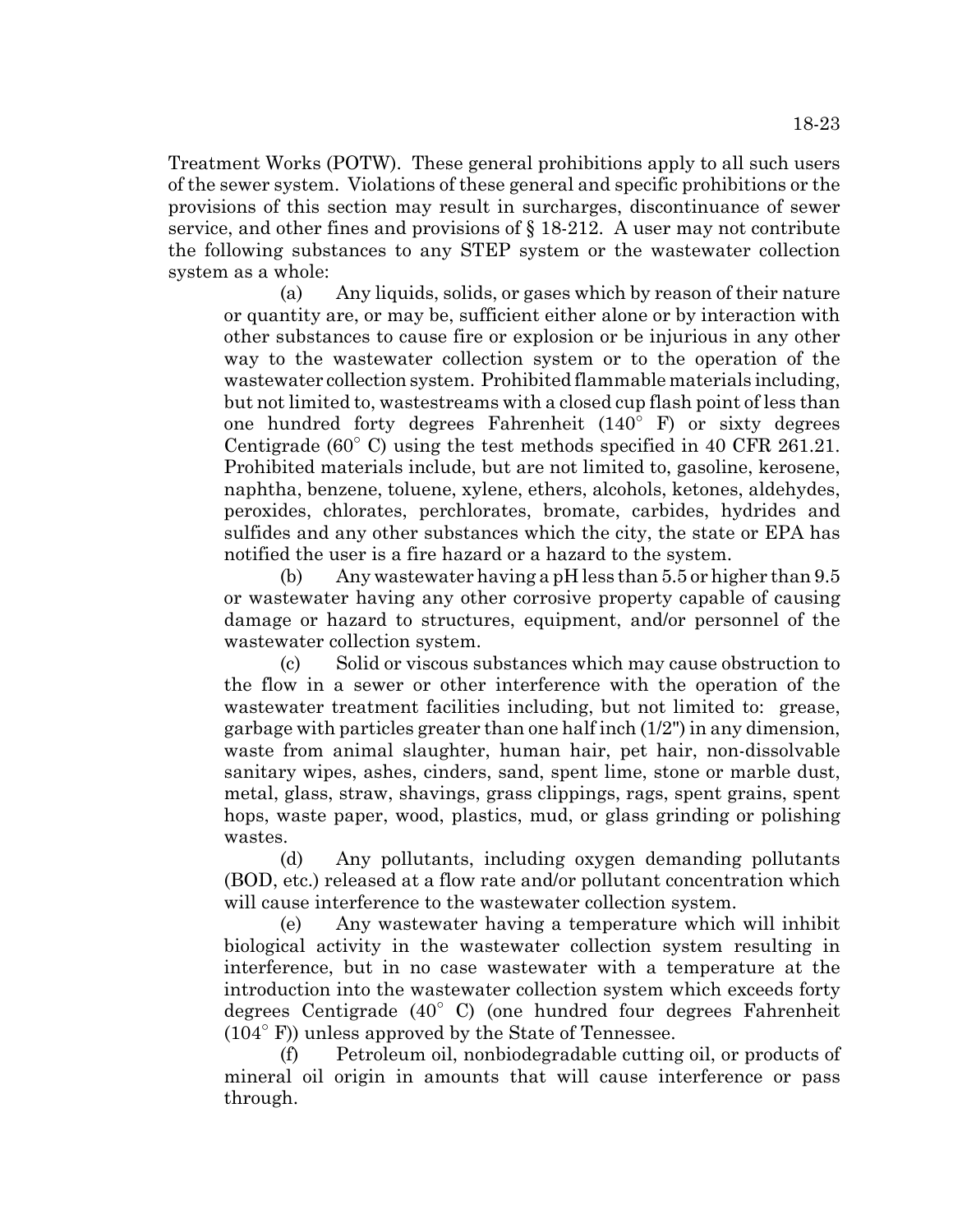Treatment Works (POTW). These general prohibitions apply to all such users of the sewer system. Violations of these general and specific prohibitions or the provisions of this section may result in surcharges, discontinuance of sewer service, and other fines and provisions of § 18-212. A user may not contribute the following substances to any STEP system or the wastewater collection system as a whole:

(a) Any liquids, solids, or gases which by reason of their nature or quantity are, or may be, sufficient either alone or by interaction with other substances to cause fire or explosion or be injurious in any other way to the wastewater collection system or to the operation of the wastewater collection system. Prohibited flammable materials including, but not limited to, wastestreams with a closed cup flash point of less than one hundred forty degrees Fahrenheit (140° F) or sixty degrees Centigrade (60° C) using the test methods specified in 40 CFR 261.21. Prohibited materials include, but are not limited to, gasoline, kerosene, naphtha, benzene, toluene, xylene, ethers, alcohols, ketones, aldehydes, peroxides, chlorates, perchlorates, bromate, carbides, hydrides and sulfides and any other substances which the city, the state or EPA has notified the user is a fire hazard or a hazard to the system.

(b) Any wastewater having a pH less than 5.5 or higher than 9.5 or wastewater having any other corrosive property capable of causing damage or hazard to structures, equipment, and/or personnel of the wastewater collection system.

(c) Solid or viscous substances which may cause obstruction to the flow in a sewer or other interference with the operation of the wastewater treatment facilities including, but not limited to: grease, garbage with particles greater than one half inch (1/2") in any dimension, waste from animal slaughter, human hair, pet hair, non-dissolvable sanitary wipes, ashes, cinders, sand, spent lime, stone or marble dust, metal, glass, straw, shavings, grass clippings, rags, spent grains, spent hops, waste paper, wood, plastics, mud, or glass grinding or polishing wastes.

(d) Any pollutants, including oxygen demanding pollutants (BOD, etc.) released at a flow rate and/or pollutant concentration which will cause interference to the wastewater collection system.

(e) Any wastewater having a temperature which will inhibit biological activity in the wastewater collection system resulting in interference, but in no case wastewater with a temperature at the introduction into the wastewater collection system which exceeds forty degrees Centigrade (40° C) (one hundred four degrees Fahrenheit (104° F)) unless approved by the State of Tennessee.

(f) Petroleum oil, nonbiodegradable cutting oil, or products of mineral oil origin in amounts that will cause interference or pass through.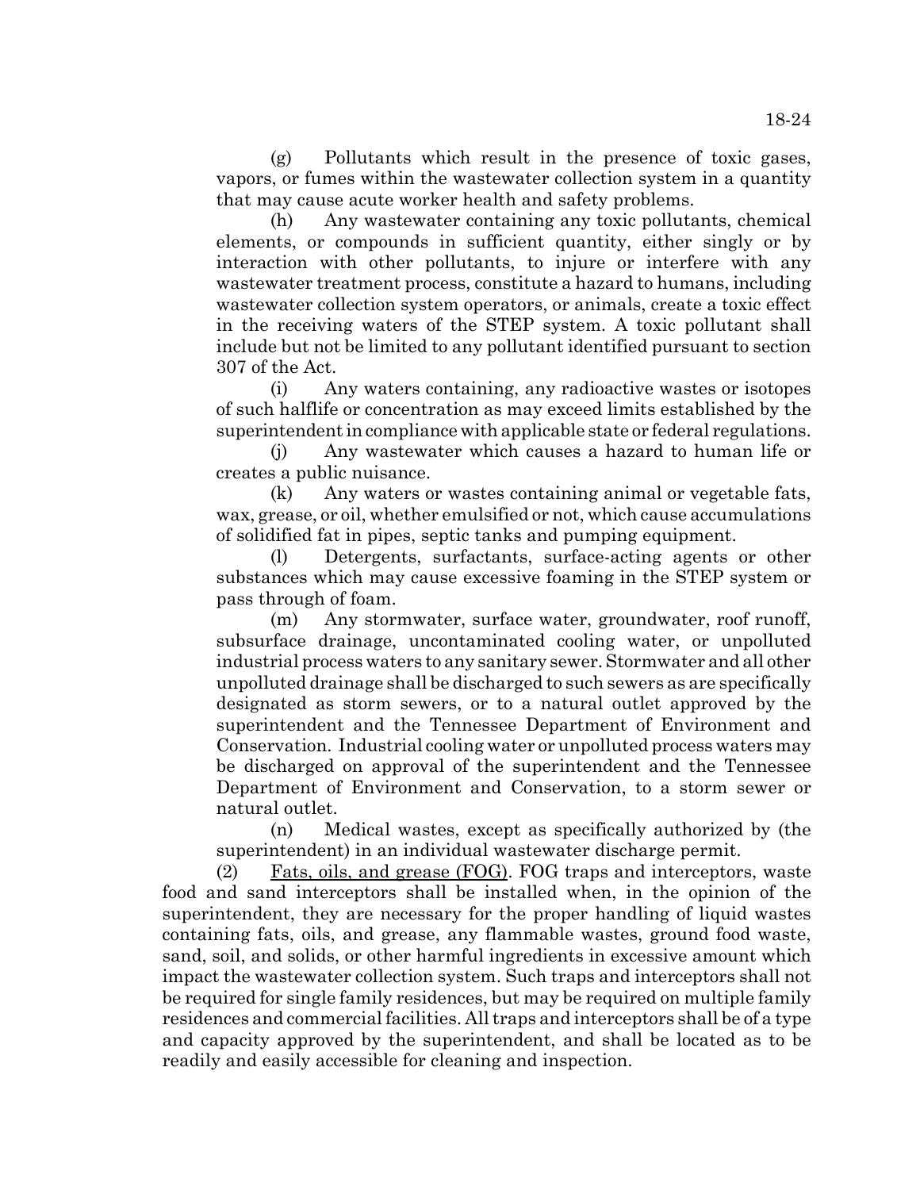(g) Pollutants which result in the presence of toxic gases, vapors, or fumes within the wastewater collection system in a quantity that may cause acute worker health and safety problems.

(h) Any wastewater containing any toxic pollutants, chemical elements, or compounds in sufficient quantity, either singly or by interaction with other pollutants, to injure or interfere with any wastewater treatment process, constitute a hazard to humans, including wastewater collection system operators, or animals, create a toxic effect in the receiving waters of the STEP system. A toxic pollutant shall include but not be limited to any pollutant identified pursuant to section 307 of the Act.

(i) Any waters containing, any radioactive wastes or isotopes of such halflife or concentration as may exceed limits established by the superintendent in compliance with applicable state or federal regulations.

(j) Any wastewater which causes a hazard to human life or creates a public nuisance.

(k) Any waters or wastes containing animal or vegetable fats, wax, grease, or oil, whether emulsified or not, which cause accumulations of solidified fat in pipes, septic tanks and pumping equipment.

(l) Detergents, surfactants, surface-acting agents or other substances which may cause excessive foaming in the STEP system or pass through of foam.

(m) Any stormwater, surface water, groundwater, roof runoff, subsurface drainage, uncontaminated cooling water, or unpolluted industrial process waters to any sanitary sewer. Stormwater and all other unpolluted drainage shall be discharged to such sewers as are specifically designated as storm sewers, or to a natural outlet approved by the superintendent and the Tennessee Department of Environment and Conservation. Industrial cooling water or unpolluted process waters may be discharged on approval of the superintendent and the Tennessee Department of Environment and Conservation, to a storm sewer or natural outlet.

(n) Medical wastes, except as specifically authorized by (the superintendent) in an individual wastewater discharge permit.

(2) <u>Fats, oils, and grease (FOG)</u>. FOG traps and interceptors, waste food and sand interceptors shall be installed when, in the opinion of the superintendent, they are necessary for the proper handling of liquid wastes containing fats, oils, and grease, any flammable wastes, ground food waste, sand, soil, and solids, or other harmful ingredients in excessive amount which impact the wastewater collection system. Such traps and interceptors shall not be required for single family residences, but may be required on multiple family residences and commercial facilities. All traps and interceptors shall be of a type and capacity approved by the superintendent, and shall be located as to be readily and easily accessible for cleaning and inspection.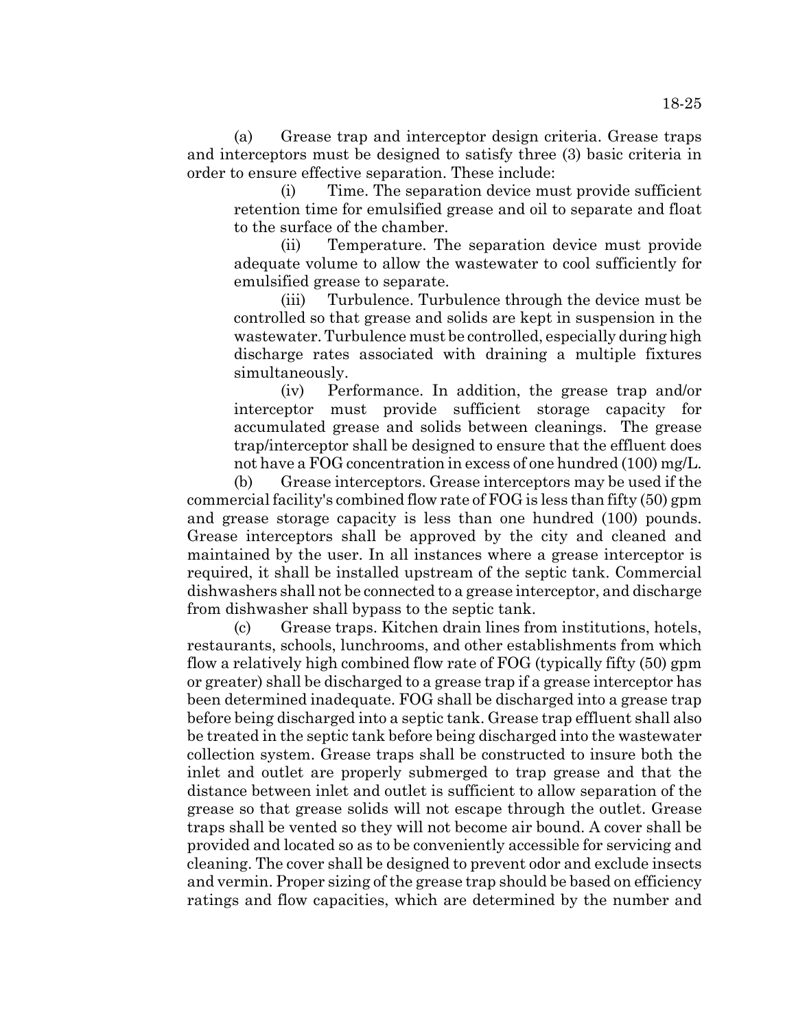(a) Grease trap and interceptor design criteria. Grease traps and interceptors must be designed to satisfy three (3) basic criteria in order to ensure effective separation. These include:

(i) Time. The separation device must provide sufficient retention time for emulsified grease and oil to separate and float to the surface of the chamber.

(ii) Temperature. The separation device must provide adequate volume to allow the wastewater to cool sufficiently for emulsified grease to separate.

(iii) Turbulence. Turbulence through the device must be controlled so that grease and solids are kept in suspension in the wastewater. Turbulence must be controlled, especially during high discharge rates associated with draining a multiple fixtures simultaneously.

(iv) Performance. In addition, the grease trap and/or interceptor must provide sufficient storage capacity for accumulated grease and solids between cleanings. The grease trap/interceptor shall be designed to ensure that the effluent does not have a FOG concentration in excess of one hundred (100) mg/L.

(b) Grease interceptors. Grease interceptors may be used if the commercial facility's combined flow rate of FOG is less than fifty (50) gpm and grease storage capacity is less than one hundred (100) pounds. Grease interceptors shall be approved by the city and cleaned and maintained by the user. In all instances where a grease interceptor is required, it shall be installed upstream of the septic tank. Commercial dishwashers shall not be connected to a grease interceptor, and discharge from dishwasher shall bypass to the septic tank.

(c) Grease traps. Kitchen drain lines from institutions, hotels, restaurants, schools, lunchrooms, and other establishments from which flow a relatively high combined flow rate of FOG (typically fifty (50) gpm or greater) shall be discharged to a grease trap if a grease interceptor has been determined inadequate. FOG shall be discharged into a grease trap before being discharged into a septic tank. Grease trap effluent shall also be treated in the septic tank before being discharged into the wastewater collection system. Grease traps shall be constructed to insure both the inlet and outlet are properly submerged to trap grease and that the distance between inlet and outlet is sufficient to allow separation of the grease so that grease solids will not escape through the outlet. Grease traps shall be vented so they will not become air bound. A cover shall be provided and located so as to be conveniently accessible for servicing and cleaning. The cover shall be designed to prevent odor and exclude insects and vermin. Proper sizing of the grease trap should be based on efficiency ratings and flow capacities, which are determined by the number and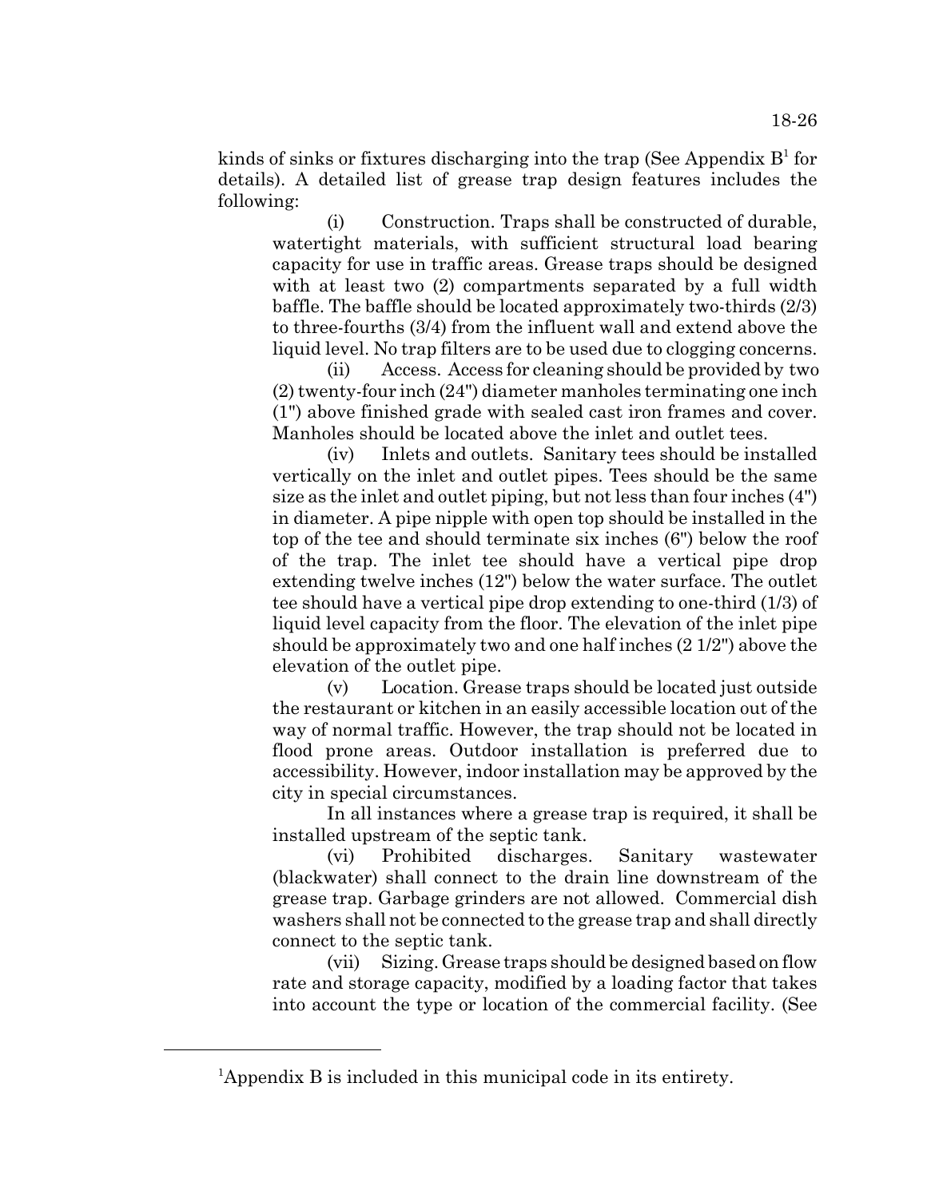kinds of sinks or fixtures discharging into the trap (See Appendix B[1] for details). A detailed list of grease trap design features includes the following:

(i) Construction. Traps shall be constructed of durable, watertight materials, with sufficient structural load bearing capacity for use in traffic areas. Grease traps should be designed with at least two (2) compartments separated by a full width baffle. The baffle should be located approximately two-thirds (2/3) to three-fourths (3/4) from the influent wall and extend above the liquid level. No trap filters are to be used due to clogging concerns.

(ii) Access. Access for cleaning should be provided by two (2) twenty-four inch (24") diameter manholes terminating one inch (1") above finished grade with sealed cast iron frames and cover. Manholes should be located above the inlet and outlet tees.

(iv) Inlets and outlets. Sanitary tees should be installed vertically on the inlet and outlet pipes. Tees should be the same size as the inlet and outlet piping, but not less than four inches (4") in diameter. A pipe nipple with open top should be installed in the top of the tee and should terminate six inches (6") below the roof of the trap. The inlet tee should have a vertical pipe drop extending twelve inches (12") below the water surface. The outlet tee should have a vertical pipe drop extending to one-third (1/3) of liquid level capacity from the floor. The elevation of the inlet pipe should be approximately two and one half inches (2 1/2") above the elevation of the outlet pipe.

(v) Location. Grease traps should be located just outside the restaurant or kitchen in an easily accessible location out of the way of normal traffic. However, the trap should not be located in flood prone areas. Outdoor installation is preferred due to accessibility. However, indoor installation may be approved by the city in special circumstances.

In all instances where a grease trap is required, it shall be installed upstream of the septic tank.

(vi) Prohibited discharges. Sanitary wastewater (blackwater) shall connect to the drain line downstream of the grease trap. Garbage grinders are not allowed. Commercial dish washers shall not be connected to the grease trap and shall directly connect to the septic tank.

(vii) Sizing. Grease traps should be designed based on flow rate and storage capacity, modified by a loading factor that takes into account the type or location of the commercial facility. (See

---

[1] Appendix B is included in this municipal code in its entirety.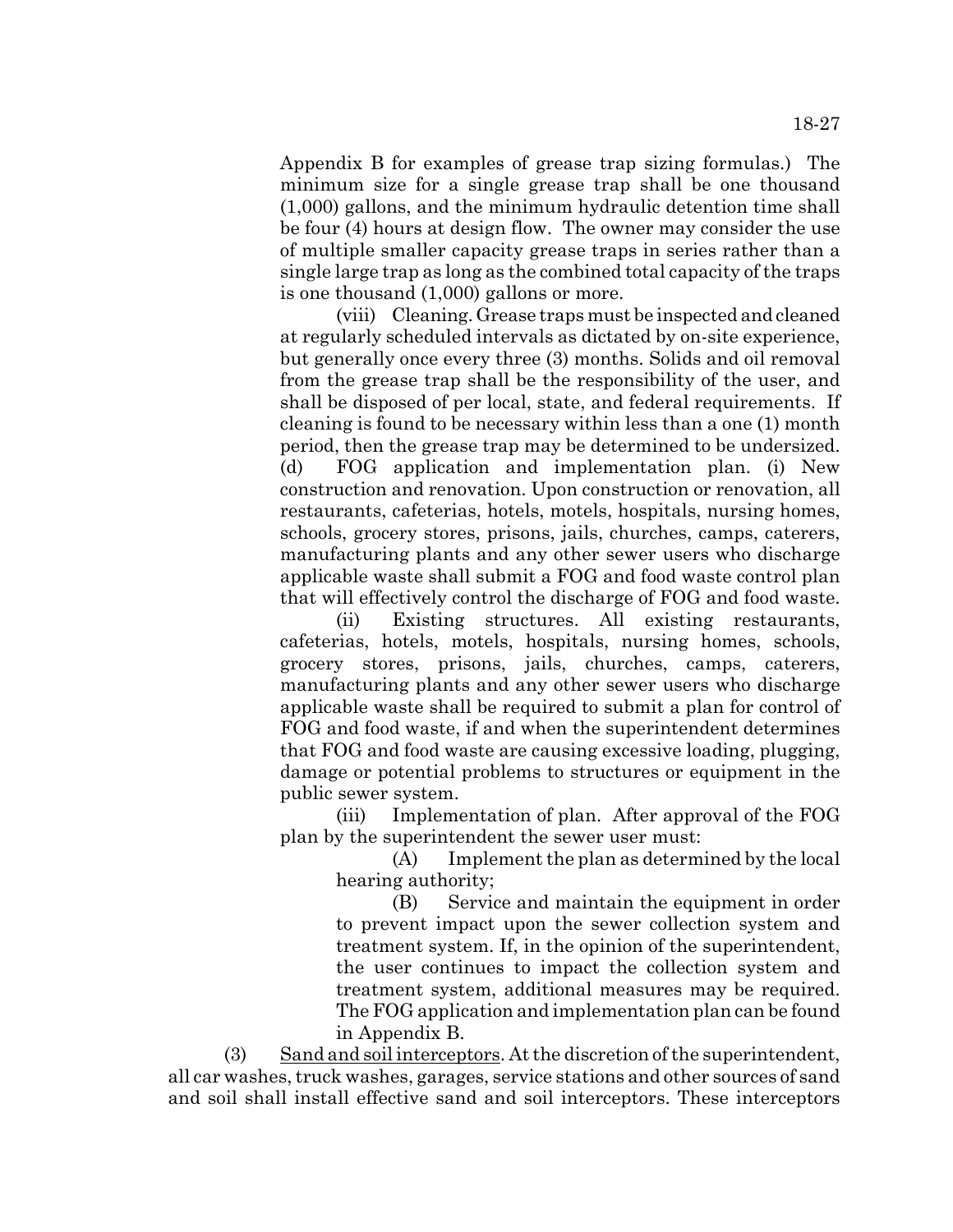Appendix B for examples of grease trap sizing formulas.) The minimum size for a single grease trap shall be one thousand (1,000) gallons, and the minimum hydraulic detention time shall be four (4) hours at design flow. The owner may consider the use of multiple smaller capacity grease traps in series rather than a single large trap as long as the combined total capacity of the traps is one thousand (1,000) gallons or more.

(viii) Cleaning. Grease traps must be inspected and cleaned at regularly scheduled intervals as dictated by on-site experience, but generally once every three (3) months. Solids and oil removal from the grease trap shall be the responsibility of the user, and shall be disposed of per local, state, and federal requirements. If cleaning is found to be necessary within less than a one (1) month period, then the grease trap may be determined to be undersized.

(d) FOG application and implementation plan. (i) New construction and renovation. Upon construction or renovation, all restaurants, cafeterias, hotels, motels, hospitals, nursing homes, schools, grocery stores, prisons, jails, churches, camps, caterers, manufacturing plants and any other sewer users who discharge applicable waste shall submit a FOG and food waste control plan that will effectively control the discharge of FOG and food waste.

(ii) Existing structures. All existing restaurants, cafeterias, hotels, motels, hospitals, nursing homes, schools, grocery stores, prisons, jails, churches, camps, caterers, manufacturing plants and any other sewer users who discharge applicable waste shall be required to submit a plan for control of FOG and food waste, if and when the superintendent determines that FOG and food waste are causing excessive loading, plugging, damage or potential problems to structures or equipment in the public sewer system.

(iii) Implementation of plan. After approval of the FOG plan by the superintendent the sewer user must:

(A) Implement the plan as determined by the local hearing authority;

(B) Service and maintain the equipment in order to prevent impact upon the sewer collection system and treatment system. If, in the opinion of the superintendent, the user continues to impact the collection system and treatment system, additional measures may be required. The FOG application and implementation plan can be found in Appendix B.

(3) Sand and soil interceptors. At the discretion of the superintendent, all car washes, truck washes, garages, service stations and other sources of sand and soil shall install effective sand and soil interceptors. These interceptors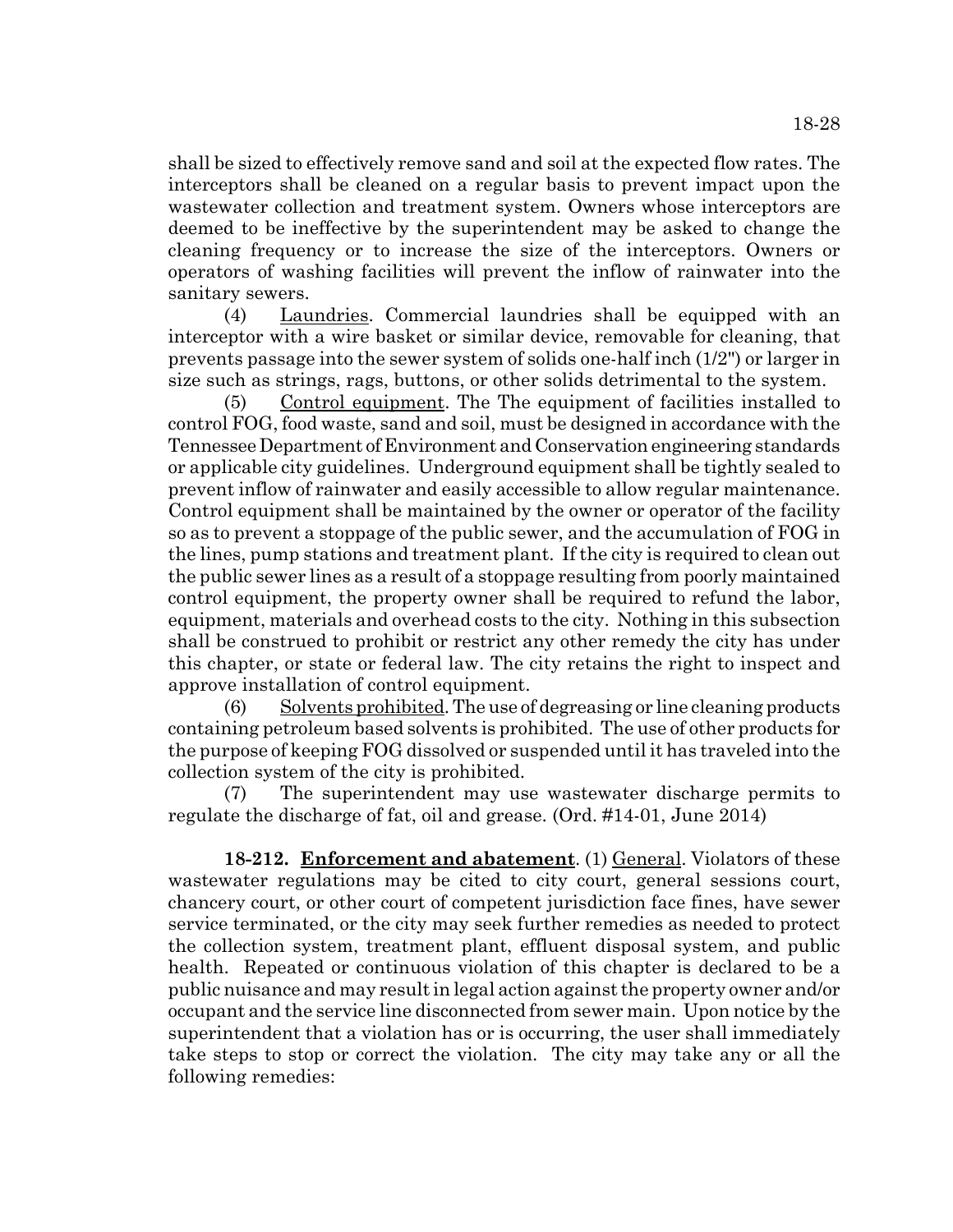shall be sized to effectively remove sand and soil at the expected flow rates. The interceptors shall be cleaned on a regular basis to prevent impact upon the wastewater collection and treatment system. Owners whose interceptors are deemed to be ineffective by the superintendent may be asked to change the cleaning frequency or to increase the size of the interceptors. Owners or operators of washing facilities will prevent the inflow of rainwater into the sanitary sewers.

(4) Laundries. Commercial laundries shall be equipped with an interceptor with a wire basket or similar device, removable for cleaning, that prevents passage into the sewer system of solids one-half inch (1/2") or larger in size such as strings, rags, buttons, or other solids detrimental to the system.

(5) Control equipment. The The equipment of facilities installed to control FOG, food waste, sand and soil, must be designed in accordance with the Tennessee Department of Environment and Conservation engineering standards or applicable city guidelines. Underground equipment shall be tightly sealed to prevent inflow of rainwater and easily accessible to allow regular maintenance. Control equipment shall be maintained by the owner or operator of the facility so as to prevent a stoppage of the public sewer, and the accumulation of FOG in the lines, pump stations and treatment plant. If the city is required to clean out the public sewer lines as a result of a stoppage resulting from poorly maintained control equipment, the property owner shall be required to refund the labor, equipment, materials and overhead costs to the city. Nothing in this subsection shall be construed to prohibit or restrict any other remedy the city has under this chapter, or state or federal law. The city retains the right to inspect and approve installation of control equipment.

(6) Solvents prohibited. The use of degreasing or line cleaning products containing petroleum based solvents is prohibited. The use of other products for the purpose of keeping FOG dissolved or suspended until it has traveled into the collection system of the city is prohibited.

(7) The superintendent may use wastewater discharge permits to regulate the discharge of fat, oil and grease. (Ord. #14-01, June 2014)

**18-212. Enforcement and abatement**. (1) General. Violators of these wastewater regulations may be cited to city court, general sessions court, chancery court, or other court of competent jurisdiction face fines, have sewer service terminated, or the city may seek further remedies as needed to protect the collection system, treatment plant, effluent disposal system, and public health. Repeated or continuous violation of this chapter is declared to be a public nuisance and may result in legal action against the property owner and/or occupant and the service line disconnected from sewer main. Upon notice by the superintendent that a violation has or is occurring, the user shall immediately take steps to stop or correct the violation. The city may take any or all the following remedies: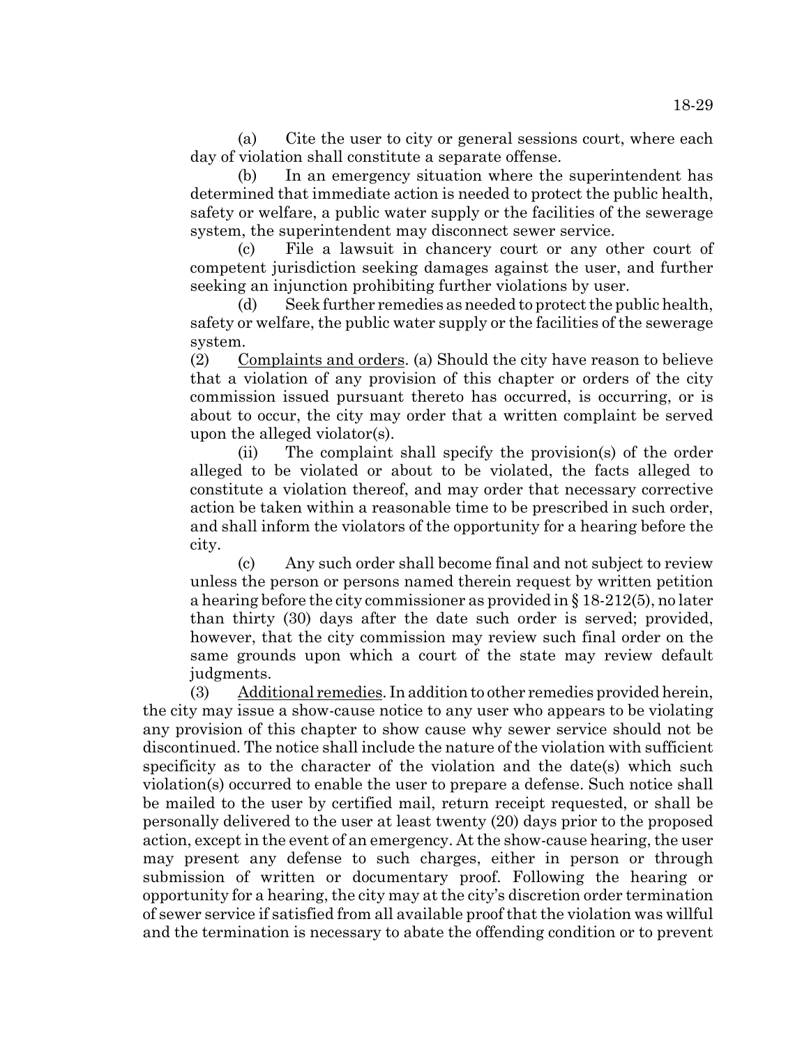(a) Cite the user to city or general sessions court, where each day of violation shall constitute a separate offense.

(b) In an emergency situation where the superintendent has determined that immediate action is needed to protect the public health, safety or welfare, a public water supply or the facilities of the sewerage system, the superintendent may disconnect sewer service.

(c) File a lawsuit in chancery court or any other court of competent jurisdiction seeking damages against the user, and further seeking an injunction prohibiting further violations by user.

(d) Seek further remedies as needed to protect the public health, safety or welfare, the public water supply or the facilities of the sewerage system.

(2) Complaints and orders. (a) Should the city have reason to believe that a violation of any provision of this chapter or orders of the city commission issued pursuant thereto has occurred, is occurring, or is about to occur, the city may order that a written complaint be served upon the alleged violator(s).

(ii) The complaint shall specify the provision(s) of the order alleged to be violated or about to be violated, the facts alleged to constitute a violation thereof, and may order that necessary corrective action be taken within a reasonable time to be prescribed in such order, and shall inform the violators of the opportunity for a hearing before the city.

(c) Any such order shall become final and not subject to review unless the person or persons named therein request by written petition a hearing before the city commissioner as provided in § 18-212(5), no later than thirty (30) days after the date such order is served; provided, however, that the city commission may review such final order on the same grounds upon which a court of the state may review default judgments.

(3) Additional remedies. In addition to other remedies provided herein, the city may issue a show-cause notice to any user who appears to be violating any provision of this chapter to show cause why sewer service should not be discontinued. The notice shall include the nature of the violation with sufficient specificity as to the character of the violation and the date(s) which such violation(s) occurred to enable the user to prepare a defense. Such notice shall be mailed to the user by certified mail, return receipt requested, or shall be personally delivered to the user at least twenty (20) days prior to the proposed action, except in the event of an emergency. At the show-cause hearing, the user may present any defense to such charges, either in person or through submission of written or documentary proof. Following the hearing or opportunity for a hearing, the city may at the city's discretion order termination of sewer service if satisfied from all available proof that the violation was willful and the termination is necessary to abate the offending condition or to prevent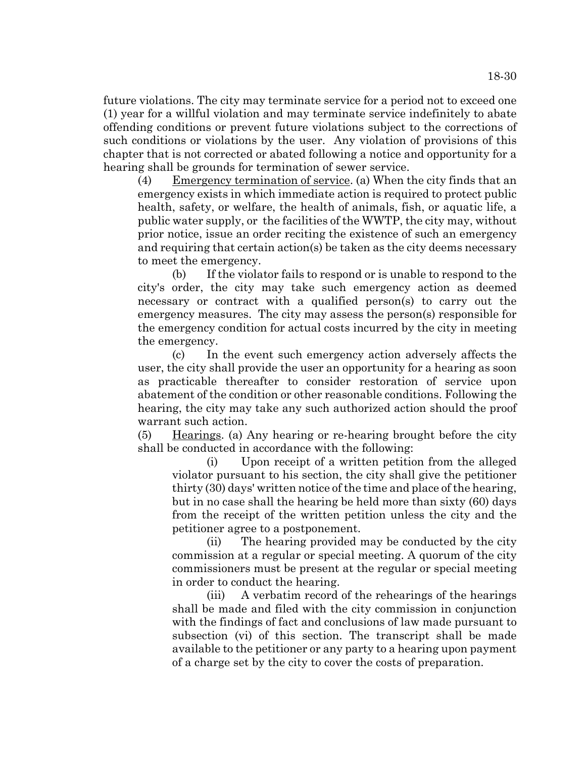future violations. The city may terminate service for a period not to exceed one (1) year for a willful violation and may terminate service indefinitely to abate offending conditions or prevent future violations subject to the corrections of such conditions or violations by the user. Any violation of provisions of this chapter that is not corrected or abated following a notice and opportunity for a hearing shall be grounds for termination of sewer service.

(4) Emergency termination of service. (a) When the city finds that an emergency exists in which immediate action is required to protect public health, safety, or welfare, the health of animals, fish, or aquatic life, a public water supply, or the facilities of the WWTP, the city may, without prior notice, issue an order reciting the existence of such an emergency and requiring that certain action(s) be taken as the city deems necessary to meet the emergency.

(b) If the violator fails to respond or is unable to respond to the city's order, the city may take such emergency action as deemed necessary or contract with a qualified person(s) to carry out the emergency measures. The city may assess the person(s) responsible for the emergency condition for actual costs incurred by the city in meeting the emergency.

(c) In the event such emergency action adversely affects the user, the city shall provide the user an opportunity for a hearing as soon as practicable thereafter to consider restoration of service upon abatement of the condition or other reasonable conditions. Following the hearing, the city may take any such authorized action should the proof warrant such action.

(5) Hearings. (a) Any hearing or re-hearing brought before the city shall be conducted in accordance with the following:

(i) Upon receipt of a written petition from the alleged violator pursuant to his section, the city shall give the petitioner thirty (30) days' written notice of the time and place of the hearing, but in no case shall the hearing be held more than sixty (60) days from the receipt of the written petition unless the city and the petitioner agree to a postponement.

(ii) The hearing provided may be conducted by the city commission at a regular or special meeting. A quorum of the city commissioners must be present at the regular or special meeting in order to conduct the hearing.

(iii) A verbatim record of the rehearings of the hearings shall be made and filed with the city commission in conjunction with the findings of fact and conclusions of law made pursuant to subsection (vi) of this section. The transcript shall be made available to the petitioner or any party to a hearing upon payment of a charge set by the city to cover the costs of preparation.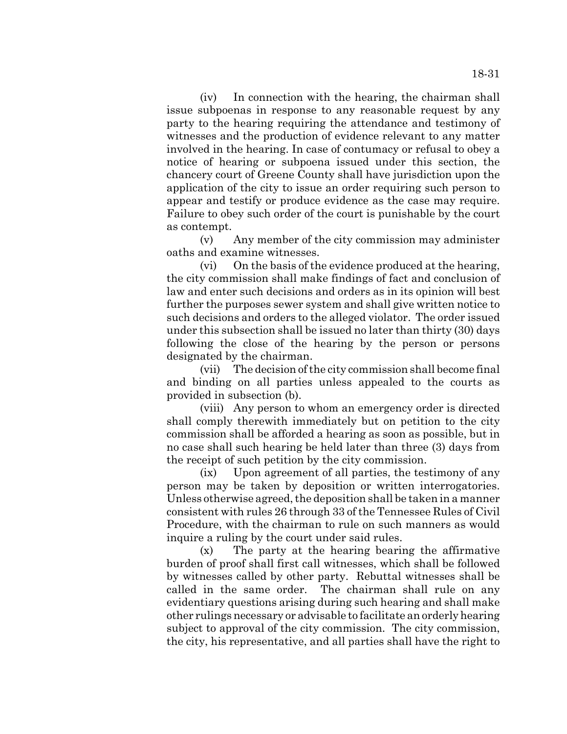(iv) In connection with the hearing, the chairman shall issue subpoenas in response to any reasonable request by any party to the hearing requiring the attendance and testimony of witnesses and the production of evidence relevant to any matter involved in the hearing. In case of contumacy or refusal to obey a notice of hearing or subpoena issued under this section, the chancery court of Greene County shall have jurisdiction upon the application of the city to issue an order requiring such person to appear and testify or produce evidence as the case may require. Failure to obey such order of the court is punishable by the court as contempt.

(v) Any member of the city commission may administer oaths and examine witnesses.

(vi) On the basis of the evidence produced at the hearing, the city commission shall make findings of fact and conclusion of law and enter such decisions and orders as in its opinion will best further the purposes sewer system and shall give written notice to such decisions and orders to the alleged violator. The order issued under this subsection shall be issued no later than thirty (30) days following the close of the hearing by the person or persons designated by the chairman.

(vii) The decision of the city commission shall become final and binding on all parties unless appealed to the courts as provided in subsection (b).

(viii) Any person to whom an emergency order is directed shall comply therewith immediately but on petition to the city commission shall be afforded a hearing as soon as possible, but in no case shall such hearing be held later than three (3) days from the receipt of such petition by the city commission.

(ix) Upon agreement of all parties, the testimony of any person may be taken by deposition or written interrogatories. Unless otherwise agreed, the deposition shall be taken in a manner consistent with rules 26 through 33 of the Tennessee Rules of Civil Procedure, with the chairman to rule on such manners as would inquire a ruling by the court under said rules.

(x) The party at the hearing bearing the affirmative burden of proof shall first call witnesses, which shall be followed by witnesses called by other party. Rebuttal witnesses shall be called in the same order. The chairman shall rule on any evidentiary questions arising during such hearing and shall make other rulings necessary or advisable to facilitate an orderly hearing subject to approval of the city commission. The city commission, the city, his representative, and all parties shall have the right to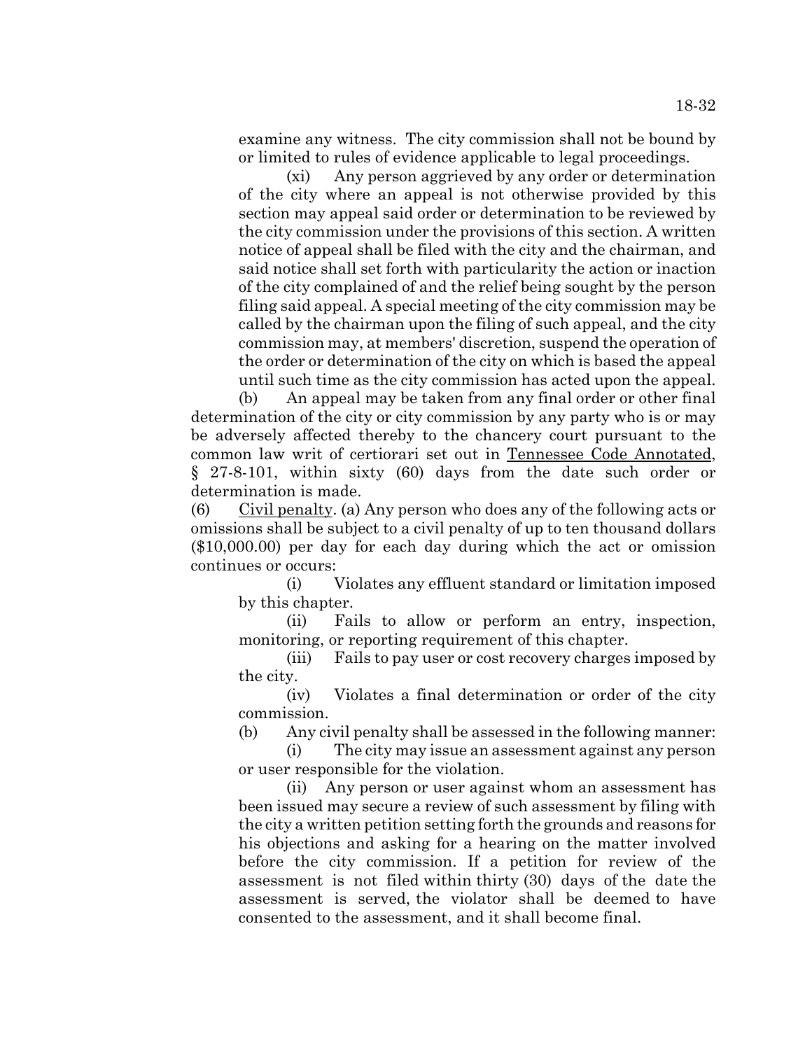examine any witness. The city commission shall not be bound by or limited to rules of evidence applicable to legal proceedings.

(xi) Any person aggrieved by any order or determination of the city where an appeal is not otherwise provided by this section may appeal said order or determination to be reviewed by the city commission under the provisions of this section. A written notice of appeal shall be filed with the city and the chairman, and said notice shall set forth with particularity the action or inaction of the city complained of and the relief being sought by the person filing said appeal. A special meeting of the city commission may be called by the chairman upon the filing of such appeal, and the city commission may, at members' discretion, suspend the operation of the order or determination of the city on which is based the appeal until such time as the city commission has acted upon the appeal.

(b) An appeal may be taken from any final order or other final determination of the city or city commission by any party who is or may be adversely affected thereby to the chancery court pursuant to the common law writ of certiorari set out in Tennessee Code Annotated, § 27-8-101, within sixty (60) days from the date such order or determination is made.

(6) Civil penalty. (a) Any person who does any of the following acts or omissions shall be subject to a civil penalty of up to ten thousand dollars ($10,000.00) per day for each day during which the act or omission continues or occurs:

(i) Violates any effluent standard or limitation imposed by this chapter.

(ii) Fails to allow or perform an entry, inspection, monitoring, or reporting requirement of this chapter.

(iii) Fails to pay user or cost recovery charges imposed by the city.

(iv) Violates a final determination or order of the city commission.

(b) Any civil penalty shall be assessed in the following manner:

(i) The city may issue an assessment against any person or user responsible for the violation.

(ii) Any person or user against whom an assessment has been issued may secure a review of such assessment by filing with the city a written petition setting forth the grounds and reasons for his objections and asking for a hearing on the matter involved before the city commission. If a petition for review of the assessment is not filed within thirty (30) days of the date the assessment is served, the violator shall be deemed to have consented to the assessment, and it shall become final.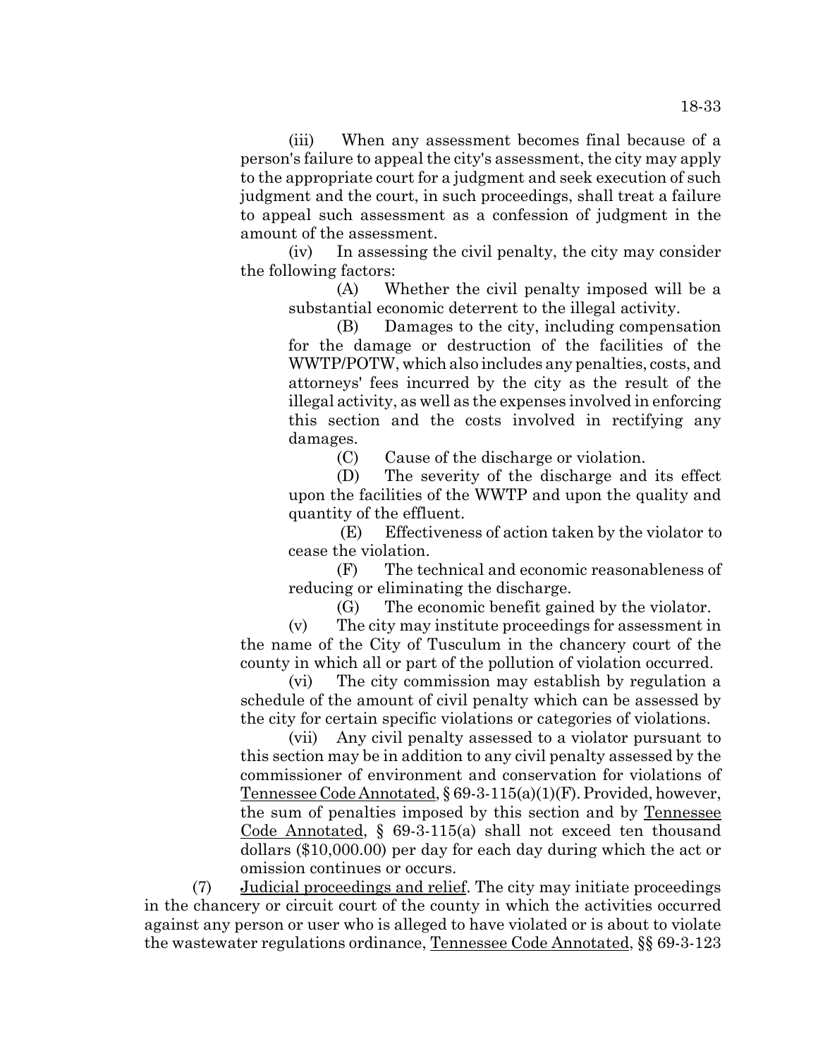(iii) When any assessment becomes final because of a person's failure to appeal the city's assessment, the city may apply to the appropriate court for a judgment and seek execution of such judgment and the court, in such proceedings, shall treat a failure to appeal such assessment as a confession of judgment in the amount of the assessment.

(iv) In assessing the civil penalty, the city may consider the following factors:

(A) Whether the civil penalty imposed will be a substantial economic deterrent to the illegal activity.

(B) Damages to the city, including compensation for the damage or destruction of the facilities of the WWTP/POTW, which also includes any penalties, costs, and attorneys' fees incurred by the city as the result of the illegal activity, as well as the expenses involved in enforcing this section and the costs involved in rectifying any damages.

(C) Cause of the discharge or violation.

(D) The severity of the discharge and its effect upon the facilities of the WWTP and upon the quality and quantity of the effluent.

(E) Effectiveness of action taken by the violator to cease the violation.

(F) The technical and economic reasonableness of reducing or eliminating the discharge.

(G) The economic benefit gained by the violator.

(v) The city may institute proceedings for assessment in the name of the City of Tusculum in the chancery court of the county in which all or part of the pollution of violation occurred.

(vi) The city commission may establish by regulation a schedule of the amount of civil penalty which can be assessed by the city for certain specific violations or categories of violations.

(vii) Any civil penalty assessed to a violator pursuant to this section may be in addition to any civil penalty assessed by the commissioner of environment and conservation for violations of Tennessee Code Annotated, § 69-3-115(a)(1)(F). Provided, however, the sum of penalties imposed by this section and by Tennessee Code Annotated, § 69-3-115(a) shall not exceed ten thousand dollars ($10,000.00) per day for each day during which the act or omission continues or occurs.

(7) Judicial proceedings and relief. The city may initiate proceedings in the chancery or circuit court of the county in which the activities occurred against any person or user who is alleged to have violated or is about to violate the wastewater regulations ordinance, Tennessee Code Annotated, §§ 69-3-123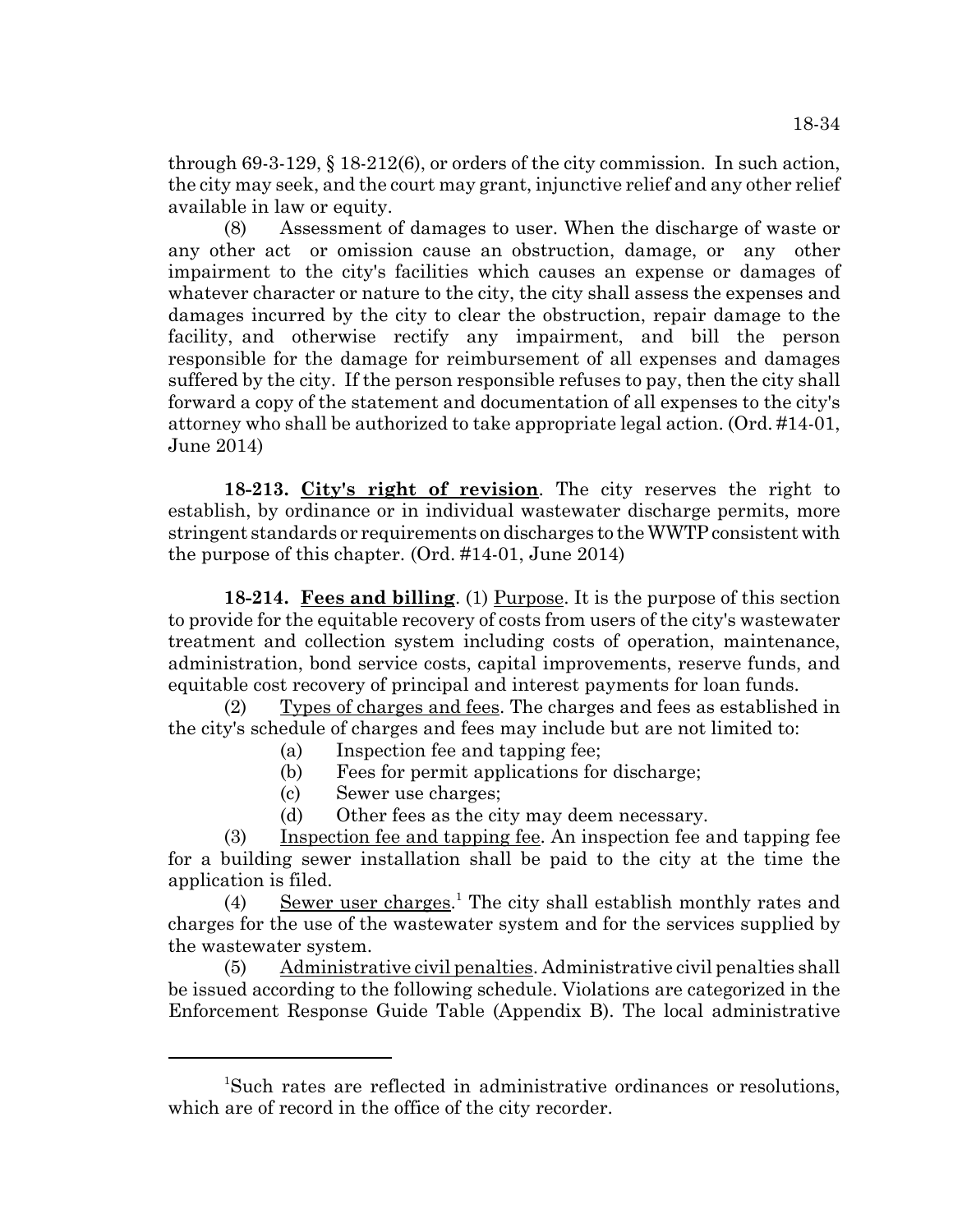through 69-3-129, § 18-212(6), or orders of the city commission. In such action, the city may seek, and the court may grant, injunctive relief and any other relief available in law or equity.

(8) Assessment of damages to user. When the discharge of waste or any other act or omission cause an obstruction, damage, or any other impairment to the city's facilities which causes an expense or damages of whatever character or nature to the city, the city shall assess the expenses and damages incurred by the city to clear the obstruction, repair damage to the facility, and otherwise rectify any impairment, and bill the person responsible for the damage for reimbursement of all expenses and damages suffered by the city. If the person responsible refuses to pay, then the city shall forward a copy of the statement and documentation of all expenses to the city's attorney who shall be authorized to take appropriate legal action. (Ord. #14-01, June 2014)

**18-213. City's right of revision**. The city reserves the right to establish, by ordinance or in individual wastewater discharge permits, more stringent standards or requirements on discharges to the WWTP consistent with the purpose of this chapter. (Ord. #14-01, June 2014)

**18-214. Fees and billing**. (1) Purpose. It is the purpose of this section to provide for the equitable recovery of costs from users of the city's wastewater treatment and collection system including costs of operation, maintenance, administration, bond service costs, capital improvements, reserve funds, and equitable cost recovery of principal and interest payments for loan funds.

(2) Types of charges and fees. The charges and fees as established in the city's schedule of charges and fees may include but are not limited to:

(a) Inspection fee and tapping fee;

(b) Fees for permit applications for discharge;

(c) Sewer use charges;

(d) Other fees as the city may deem necessary.

(3) Inspection fee and tapping fee. An inspection fee and tapping fee for a building sewer installation shall be paid to the city at the time the application is filed.

(4) Sewer user charges.[1] The city shall establish monthly rates and charges for the use of the wastewater system and for the services supplied by the wastewater system.

(5) Administrative civil penalties. Administrative civil penalties shall be issued according to the following schedule. Violations are categorized in the Enforcement Response Guide Table (Appendix B). The local administrative

[1]Such rates are reflected in administrative ordinances or resolutions, which are of record in the office of the city recorder.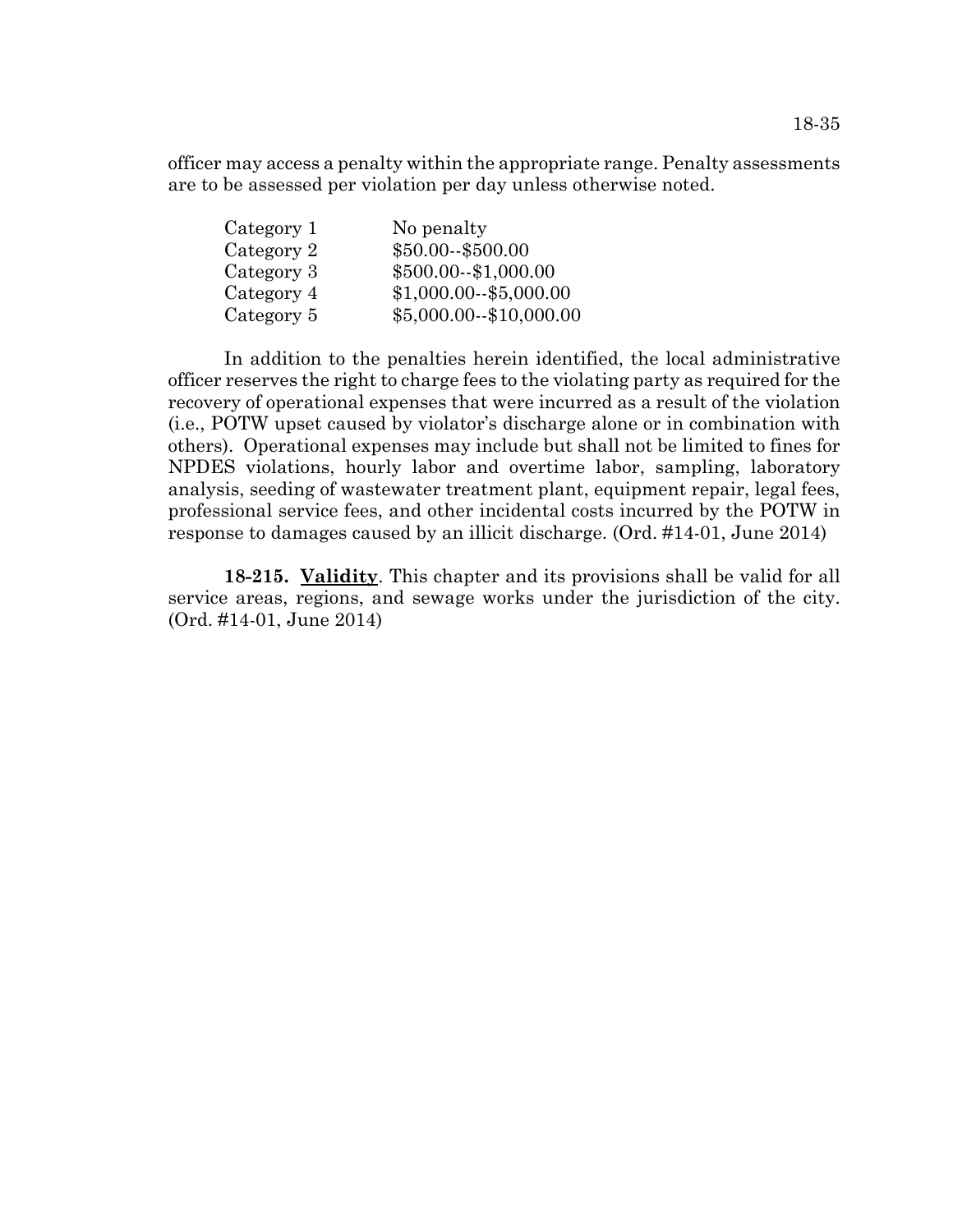officer may access a penalty within the appropriate range. Penalty assessments are to be assessed per violation per day unless otherwise noted.

| | |
|---|---|
| Category 1 | No penalty |
| Category 2 | $50.00--$500.00 |
| Category 3 | $500.00--$1,000.00 |
| Category 4 | $1,000.00--$5,000.00 |
| Category 5 | $5,000.00--$10,000.00 |

In addition to the penalties herein identified, the local administrative officer reserves the right to charge fees to the violating party as required for the recovery of operational expenses that were incurred as a result of the violation (i.e., POTW upset caused by violator's discharge alone or in combination with others). Operational expenses may include but shall not be limited to fines for NPDES violations, hourly labor and overtime labor, sampling, laboratory analysis, seeding of wastewater treatment plant, equipment repair, legal fees, professional service fees, and other incidental costs incurred by the POTW in response to damages caused by an illicit discharge. (Ord. #14-01, June 2014)

**18-215. Validity**. This chapter and its provisions shall be valid for all service areas, regions, and sewage works under the jurisdiction of the city. (Ord. #14-01, June 2014)